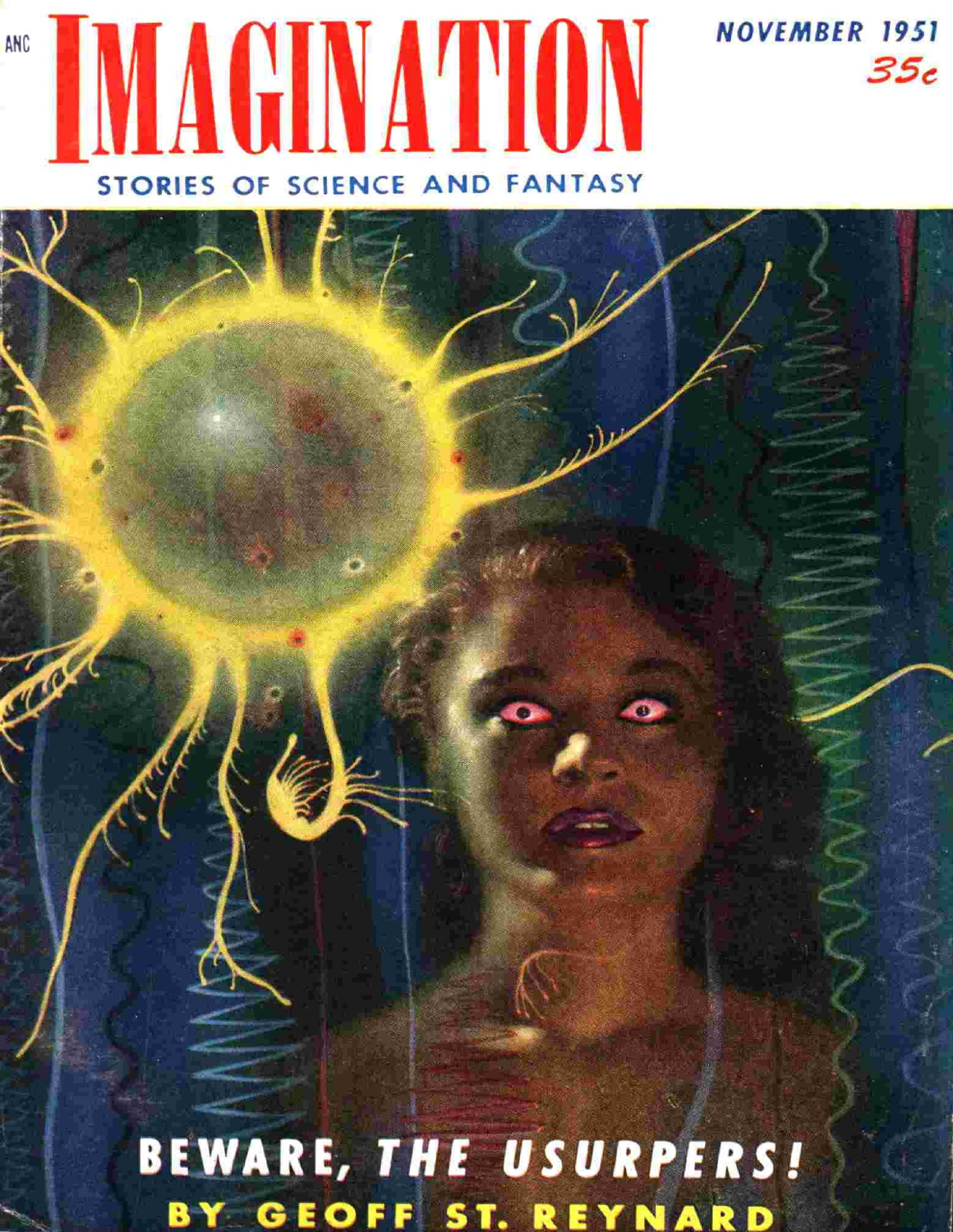ANC

# IMAGINATION

NOVEMBER 1951

35¢

STORIES OF SCIENCE AND FANTASY

BEWARE, THE USURPERS!

BY GEOFF ST. REYNARD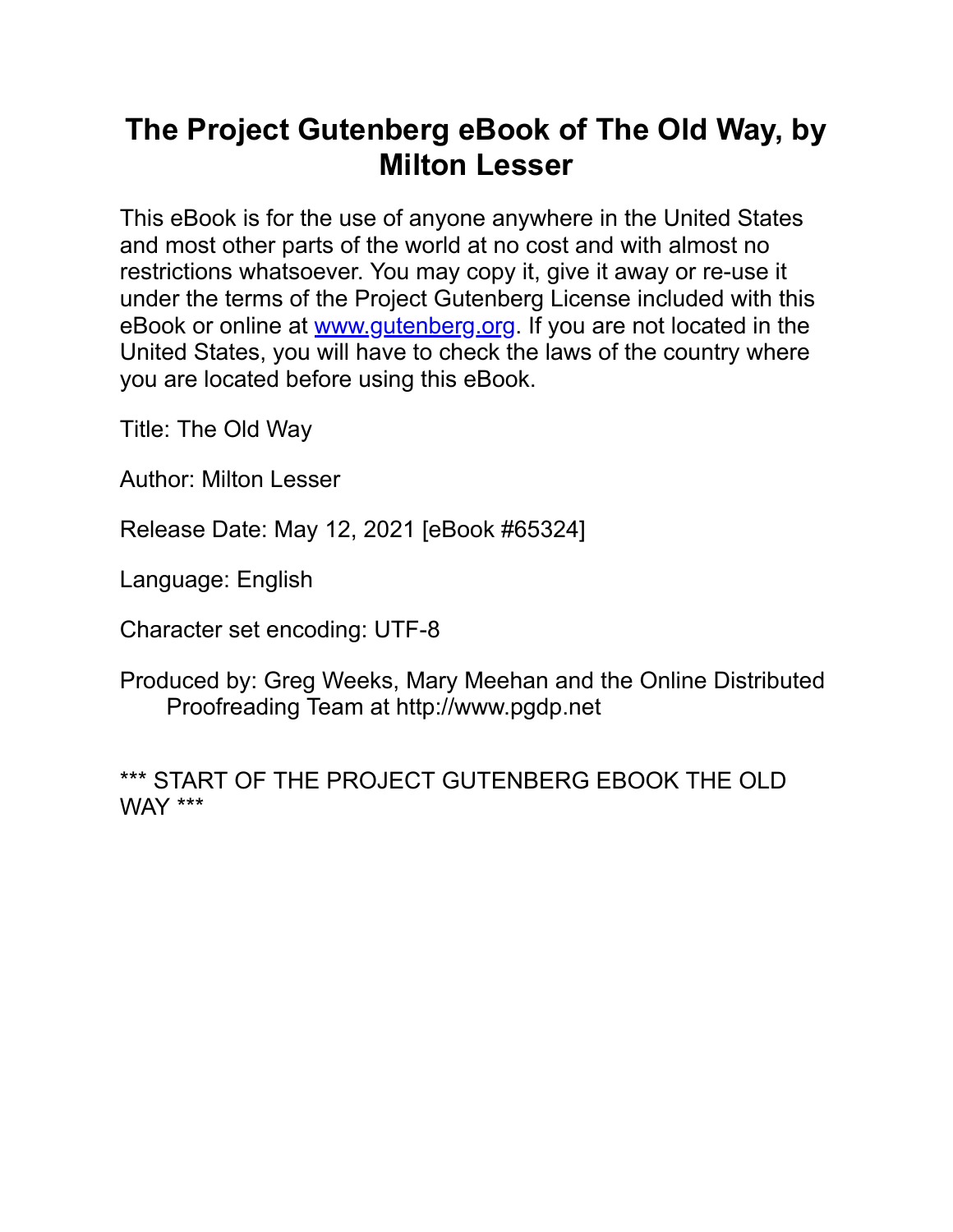# The Project Gutenberg eBook of The Old Way, by Milton Lesser

This eBook is for the use of anyone anywhere in the United States and most other parts of the world at no cost and with almost no restrictions whatsoever. You may copy it, give it away or re-use it under the terms of the Project Gutenberg License included with this eBook or online at [www.gutenberg.org](http://www.gutenberg.org). If you are not located in the United States, you will have to check the laws of the country where you are located before using this eBook.

Title: The Old Way

Author: Milton Lesser

Release Date: May 12, 2021 [eBook #65324]

Language: English

Character set encoding: UTF-8

Produced by: Greg Weeks, Mary Meehan and the Online Distributed Proofreading Team at http://www.pgdp.net

*** START OF THE PROJECT GUTENBERG EBOOK THE OLD WAY ***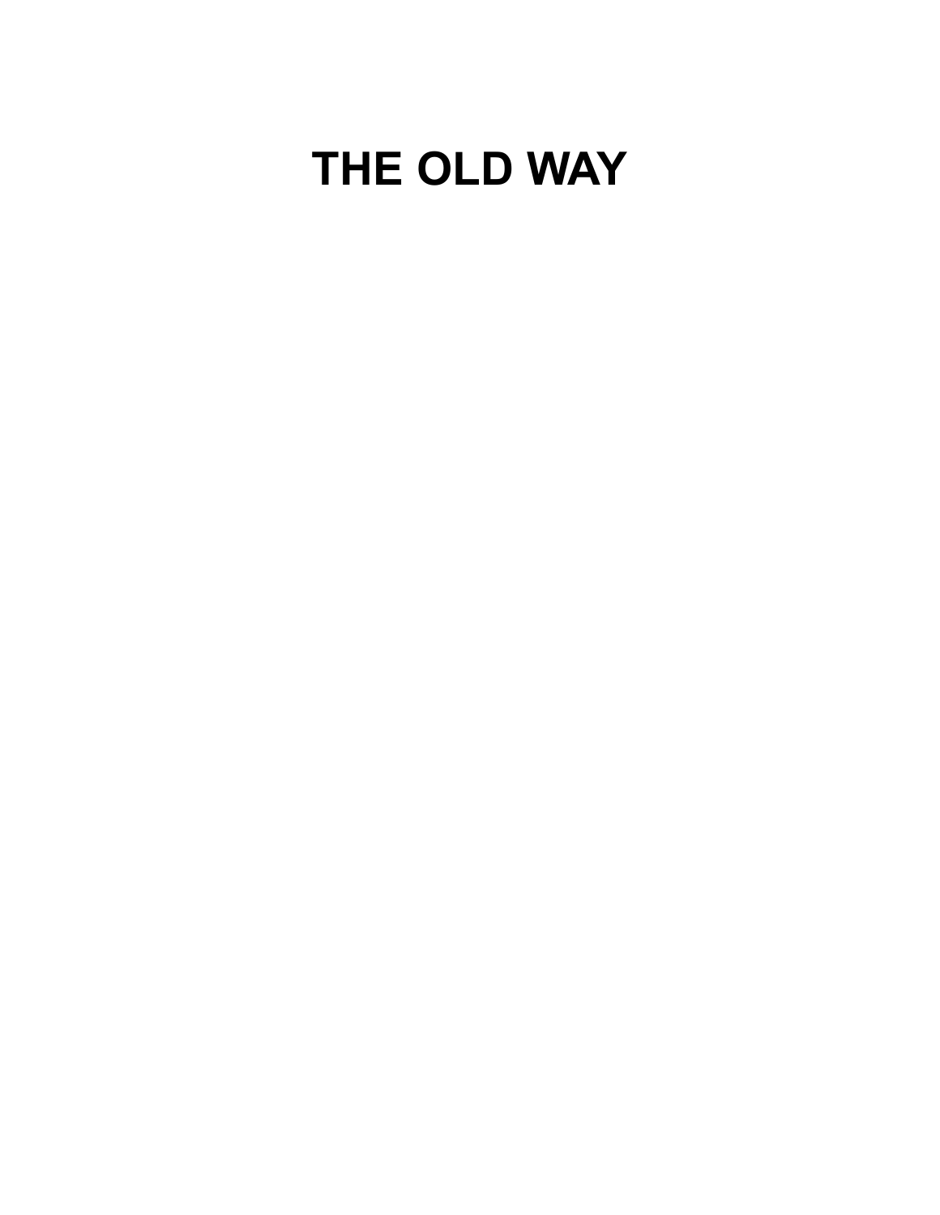# THE OLD WAY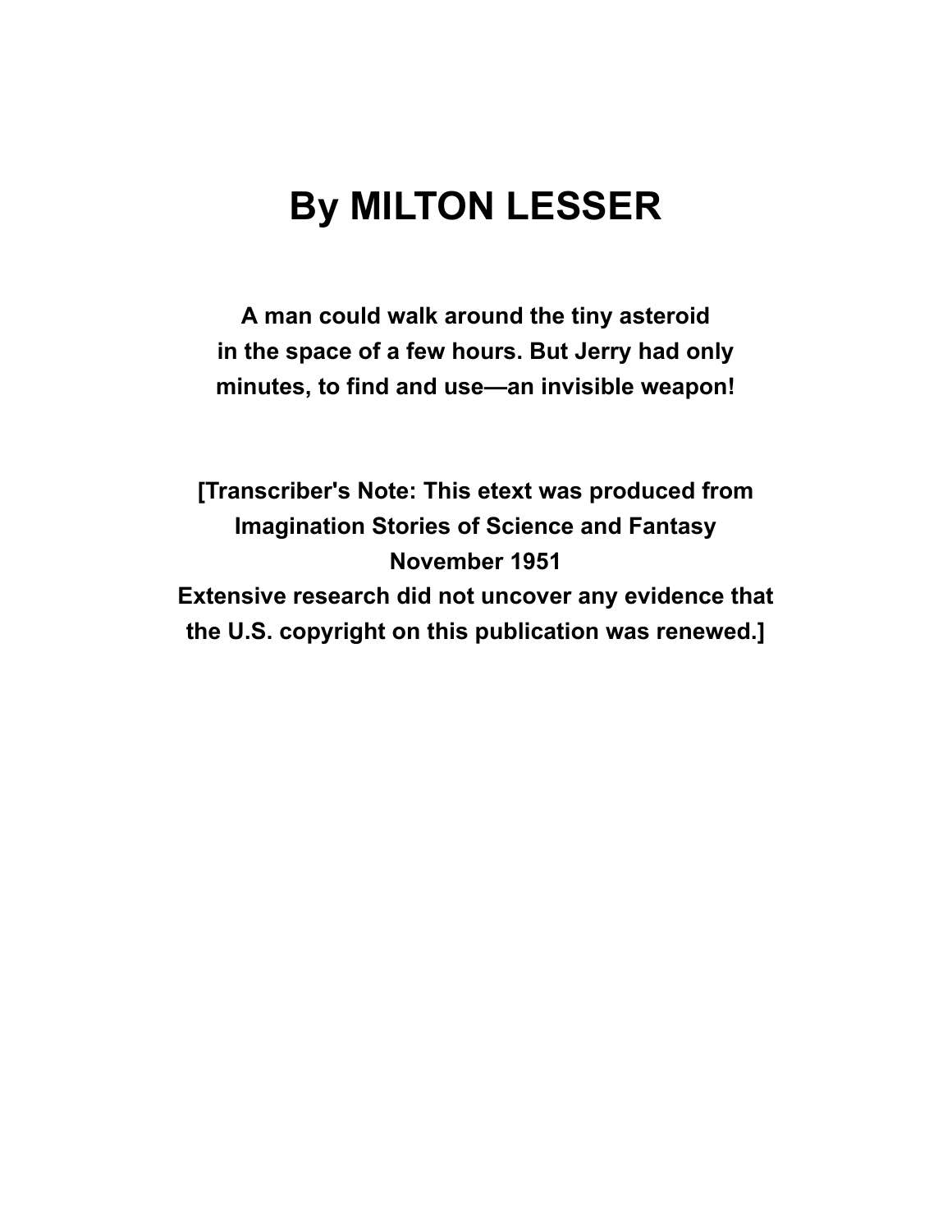# By MILTON LESSER

**A man could walk around the tiny asteroid in the space of a few hours. But Jerry had only minutes, to find and use—an invisible weapon!**

**[Transcriber's Note: This etext was produced from Imagination Stories of Science and Fantasy November 1951 Extensive research did not uncover any evidence that the U.S. copyright on this publication was renewed.]**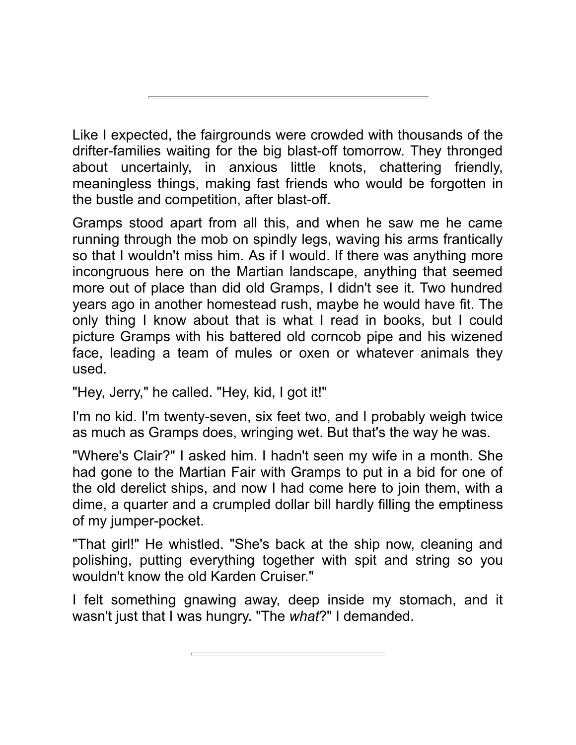---

Like I expected, the fairgrounds were crowded with thousands of the drifter-families waiting for the big blast-off tomorrow. They thronged about uncertainly, in anxious little knots, chattering friendly, meaningless things, making fast friends who would be forgotten in the bustle and competition, after blast-off.

Gramps stood apart from all this, and when he saw me he came running through the mob on spindly legs, waving his arms frantically so that I wouldn't miss him. As if I would. If there was anything more incongruous here on the Martian landscape, anything that seemed more out of place than did old Gramps, I didn't see it. Two hundred years ago in another homestead rush, maybe he would have fit. The only thing I know about that is what I read in books, but I could picture Gramps with his battered old corncob pipe and his wizened face, leading a team of mules or oxen or whatever animals they used.

"Hey, Jerry," he called. "Hey, kid, I got it!"

I'm no kid. I'm twenty-seven, six feet two, and I probably weigh twice as much as Gramps does, wringing wet. But that's the way he was.

"Where's Clair?" I asked him. I hadn't seen my wife in a month. She had gone to the Martian Fair with Gramps to put in a bid for one of the old derelict ships, and now I had come here to join them, with a dime, a quarter and a crumpled dollar bill hardly filling the emptiness of my jumper-pocket.

"That girl!" He whistled. "She's back at the ship now, cleaning and polishing, putting everything together with spit and string so you wouldn't know the old Karden Cruiser."

I felt something gnawing away, deep inside my stomach, and it wasn't just that I was hungry. "The *what*?" I demanded.

---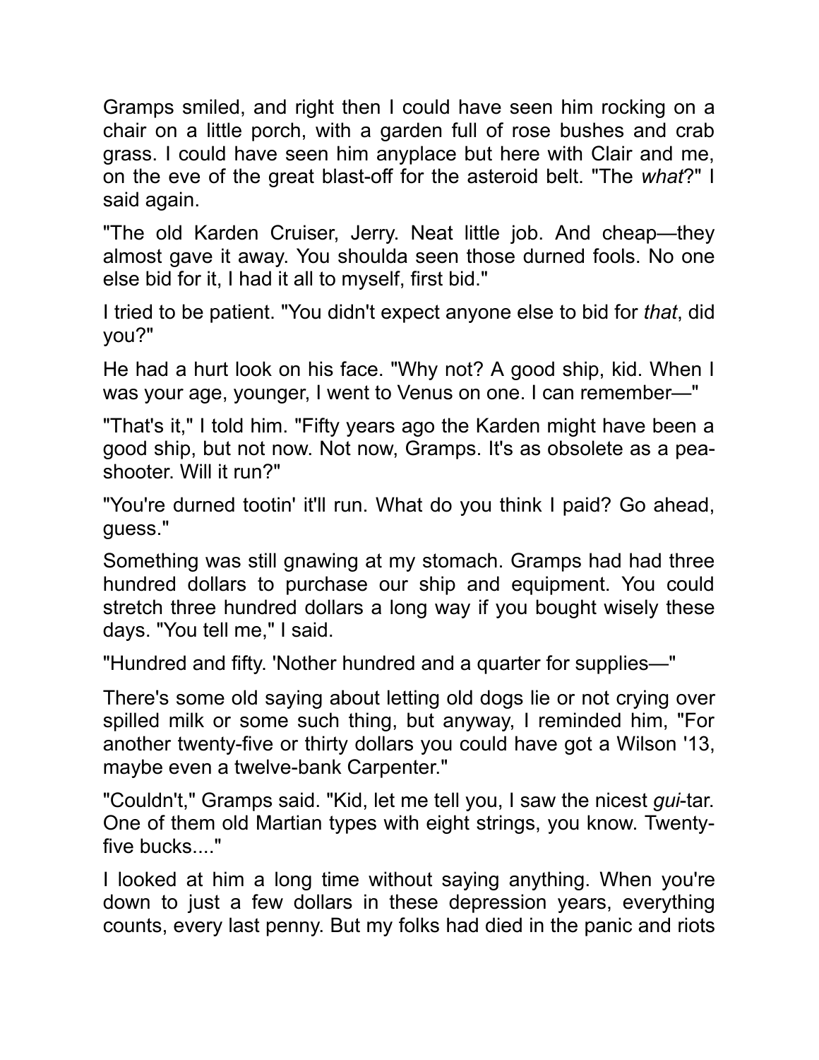Gramps smiled, and right then I could have seen him rocking on a chair on a little porch, with a garden full of rose bushes and crab grass. I could have seen him anyplace but here with Clair and me, on the eve of the great blast-off for the asteroid belt. "The *what*?" I said again.

"The old Karden Cruiser, Jerry. Neat little job. And cheap—they almost gave it away. You shoulda seen those durned fools. No one else bid for it, I had it all to myself, first bid."

I tried to be patient. "You didn't expect anyone else to bid for *that*, did you?"

He had a hurt look on his face. "Why not? A good ship, kid. When I was your age, younger, I went to Venus on one. I can remember—"

"That's it," I told him. "Fifty years ago the Karden might have been a good ship, but not now. Not now, Gramps. It's as obsolete as a pea-shooter. Will it run?"

"You're durned tootin' it'll run. What do you think I paid? Go ahead, guess."

Something was still gnawing at my stomach. Gramps had had three hundred dollars to purchase our ship and equipment. You could stretch three hundred dollars a long way if you bought wisely these days. "You tell me," I said.

"Hundred and fifty. 'Nother hundred and a quarter for supplies—"

There's some old saying about letting old dogs lie or not crying over spilled milk or some such thing, but anyway, I reminded him, "For another twenty-five or thirty dollars you could have got a Wilson '13, maybe even a twelve-bank Carpenter."

"Couldn't," Gramps said. "Kid, let me tell you, I saw the nicest *gui*-tar. One of them old Martian types with eight strings, you know. Twenty-five bucks...."

I looked at him a long time without saying anything. When you're down to just a few dollars in these depression years, everything counts, every last penny. But my folks had died in the panic and riots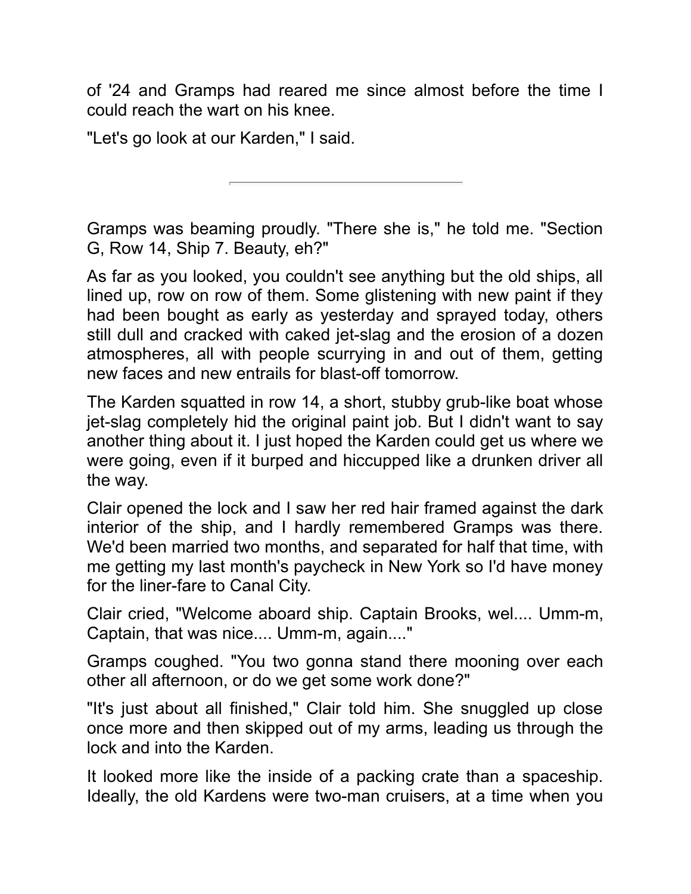of '24 and Gramps had reared me since almost before the time I could reach the wart on his knee.

"Let's go look at our Karden," I said.

---

Gramps was beaming proudly. "There she is," he told me. "Section G, Row 14, Ship 7. Beauty, eh?"

As far as you looked, you couldn't see anything but the old ships, all lined up, row on row of them. Some glistening with new paint if they had been bought as early as yesterday and sprayed today, others still dull and cracked with caked jet-slag and the erosion of a dozen atmospheres, all with people scurrying in and out of them, getting new faces and new entrails for blast-off tomorrow.

The Karden squatted in row 14, a short, stubby grub-like boat whose jet-slag completely hid the original paint job. But I didn't want to say another thing about it. I just hoped the Karden could get us where we were going, even if it burped and hiccupped like a drunken driver all the way.

Clair opened the lock and I saw her red hair framed against the dark interior of the ship, and I hardly remembered Gramps was there. We'd been married two months, and separated for half that time, with me getting my last month's paycheck in New York so I'd have money for the liner-fare to Canal City.

Clair cried, "Welcome aboard ship. Captain Brooks, wel.... Umm-m, Captain, that was nice.... Umm-m, again...."

Gramps coughed. "You two gonna stand there mooning over each other all afternoon, or do we get some work done?"

"It's just about all finished," Clair told him. She snuggled up close once more and then skipped out of my arms, leading us through the lock and into the Karden.

It looked more like the inside of a packing crate than a spaceship. Ideally, the old Kardens were two-man cruisers, at a time when you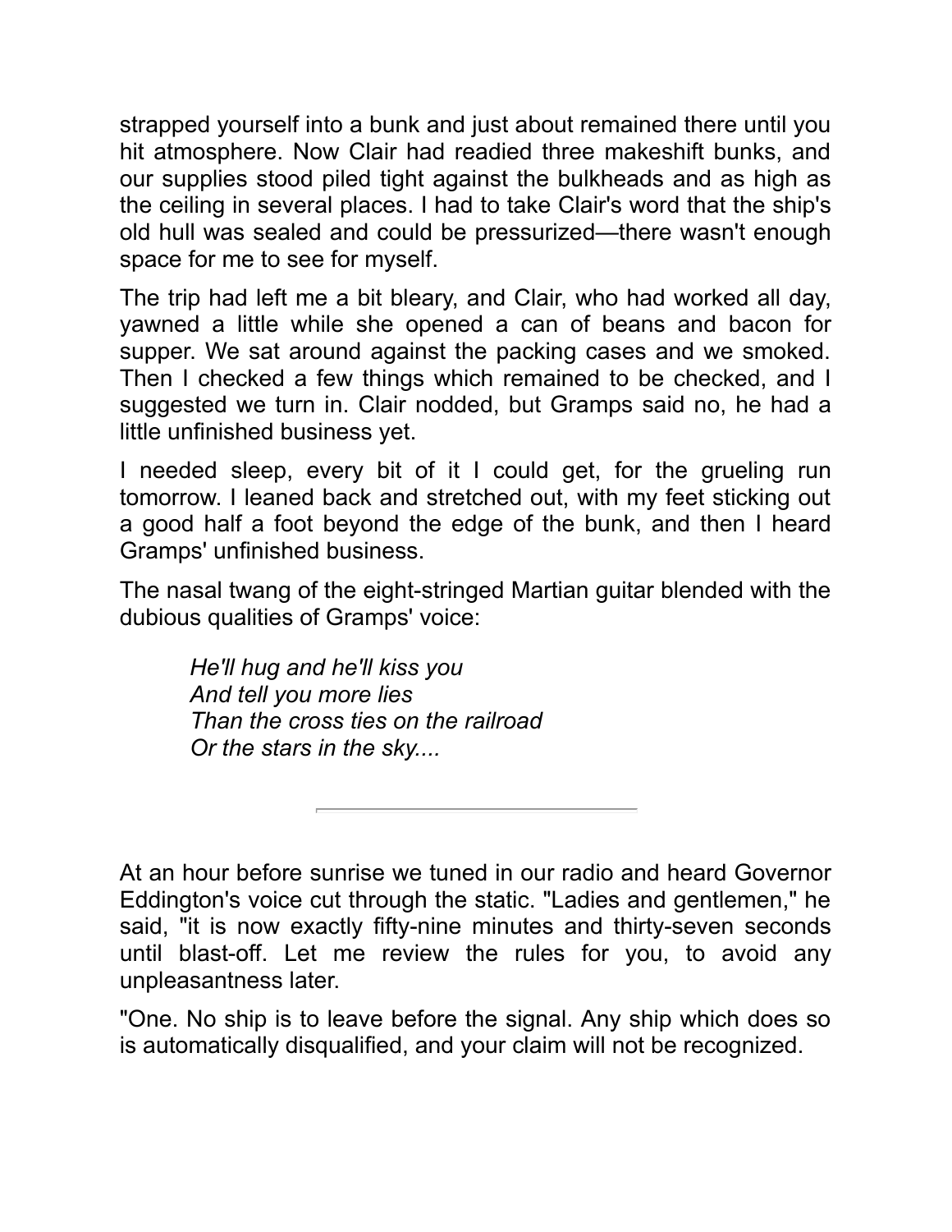strapped yourself into a bunk and just about remained there until you hit atmosphere. Now Clair had readied three makeshift bunks, and our supplies stood piled tight against the bulkheads and as high as the ceiling in several places. I had to take Clair's word that the ship's old hull was sealed and could be pressurized—there wasn't enough space for me to see for myself.

The trip had left me a bit bleary, and Clair, who had worked all day, yawned a little while she opened a can of beans and bacon for supper. We sat around against the packing cases and we smoked. Then I checked a few things which remained to be checked, and I suggested we turn in. Clair nodded, but Gramps said no, he had a little unfinished business yet.

I needed sleep, every bit of it I could get, for the grueling run tomorrow. I leaned back and stretched out, with my feet sticking out a good half a foot beyond the edge of the bunk, and then I heard Gramps' unfinished business.

The nasal twang of the eight-stringed Martian guitar blended with the dubious qualities of Gramps' voice:

> *He'll hug and he'll kiss you*
> *And tell you more lies*
> *Than the cross ties on the railroad*
> *Or the stars in the sky....*

---

At an hour before sunrise we tuned in our radio and heard Governor Eddington's voice cut through the static. "Ladies and gentlemen," he said, "it is now exactly fifty-nine minutes and thirty-seven seconds until blast-off. Let me review the rules for you, to avoid any unpleasantness later.

"One. No ship is to leave before the signal. Any ship which does so is automatically disqualified, and your claim will not be recognized.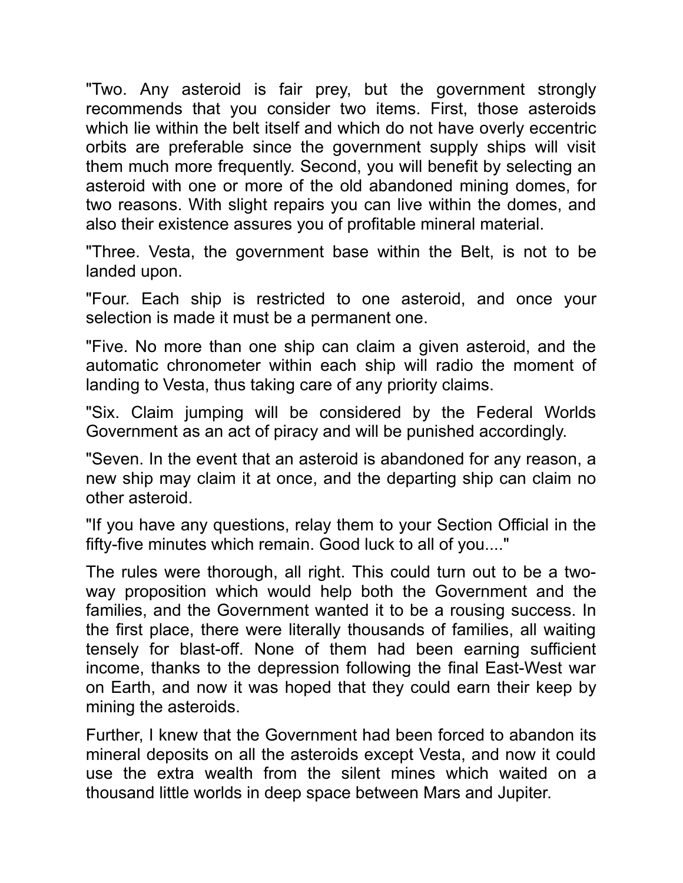"Two. Any asteroid is fair prey, but the government strongly recommends that you consider two items. First, those asteroids which lie within the belt itself and which do not have overly eccentric orbits are preferable since the government supply ships will visit them much more frequently. Second, you will benefit by selecting an asteroid with one or more of the old abandoned mining domes, for two reasons. With slight repairs you can live within the domes, and also their existence assures you of profitable mineral material.

"Three. Vesta, the government base within the Belt, is not to be landed upon.

"Four. Each ship is restricted to one asteroid, and once your selection is made it must be a permanent one.

"Five. No more than one ship can claim a given asteroid, and the automatic chronometer within each ship will radio the moment of landing to Vesta, thus taking care of any priority claims.

"Six. Claim jumping will be considered by the Federal Worlds Government as an act of piracy and will be punished accordingly.

"Seven. In the event that an asteroid is abandoned for any reason, a new ship may claim it at once, and the departing ship can claim no other asteroid.

"If you have any questions, relay them to your Section Official in the fifty-five minutes which remain. Good luck to all of you...."

The rules were thorough, all right. This could turn out to be a two-way proposition which would help both the Government and the families, and the Government wanted it to be a rousing success. In the first place, there were literally thousands of families, all waiting tensely for blast-off. None of them had been earning sufficient income, thanks to the depression following the final East-West war on Earth, and now it was hoped that they could earn their keep by mining the asteroids.

Further, I knew that the Government had been forced to abandon its mineral deposits on all the asteroids except Vesta, and now it could use the extra wealth from the silent mines which waited on a thousand little worlds in deep space between Mars and Jupiter.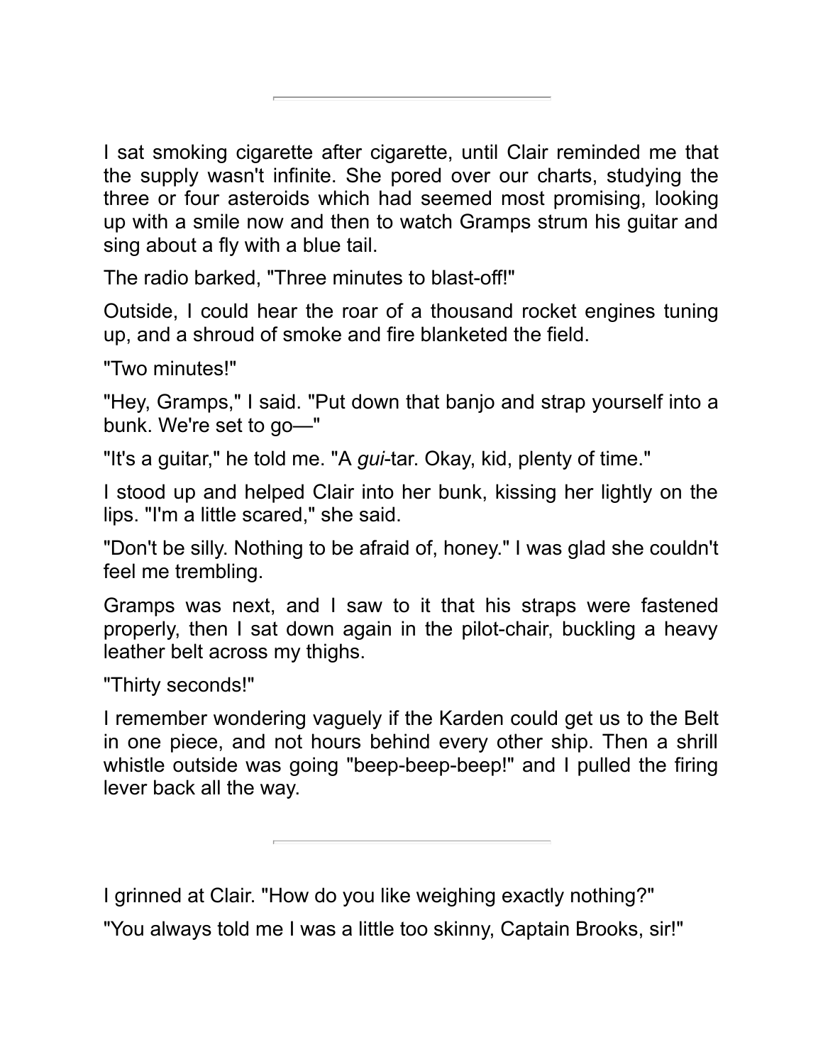---

I sat smoking cigarette after cigarette, until Clair reminded me that the supply wasn't infinite. She pored over our charts, studying the three or four asteroids which had seemed most promising, looking up with a smile now and then to watch Gramps strum his guitar and sing about a fly with a blue tail.

The radio barked, "Three minutes to blast-off!"

Outside, I could hear the roar of a thousand rocket engines tuning up, and a shroud of smoke and fire blanketed the field.

"Two minutes!"

"Hey, Gramps," I said. "Put down that banjo and strap yourself into a bunk. We're set to go—"

"It's a guitar," he told me. "A *gui*-tar. Okay, kid, plenty of time."

I stood up and helped Clair into her bunk, kissing her lightly on the lips. "I'm a little scared," she said.

"Don't be silly. Nothing to be afraid of, honey." I was glad she couldn't feel me trembling.

Gramps was next, and I saw to it that his straps were fastened properly, then I sat down again in the pilot-chair, buckling a heavy leather belt across my thighs.

"Thirty seconds!"

I remember wondering vaguely if the Karden could get us to the Belt in one piece, and not hours behind every other ship. Then a shrill whistle outside was going "beep-beep-beep!" and I pulled the firing lever back all the way.

---

I grinned at Clair. "How do you like weighing exactly nothing?"

"You always told me I was a little too skinny, Captain Brooks, sir!"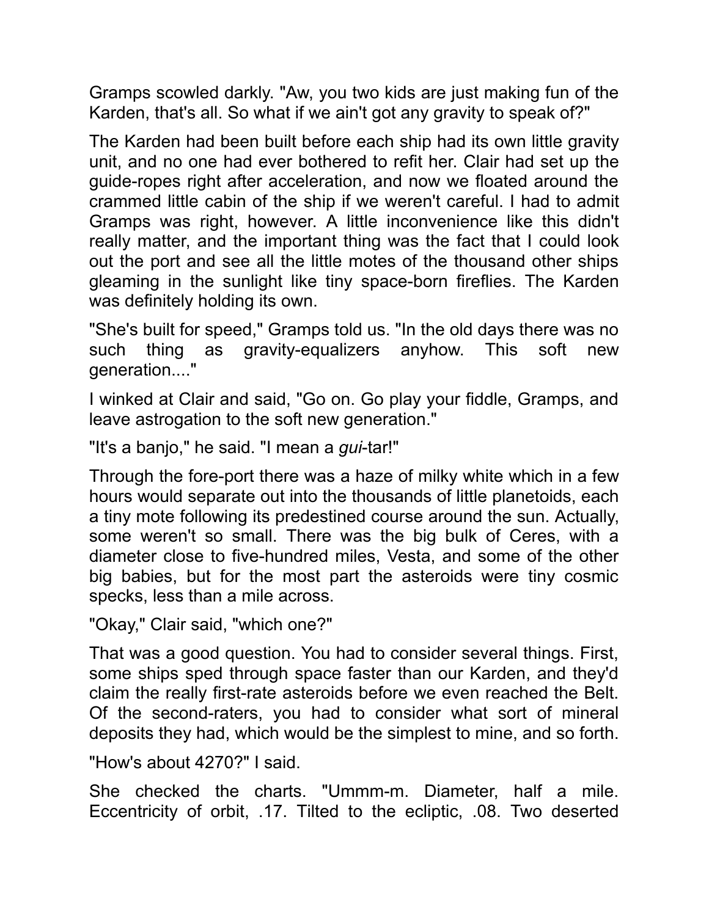Gramps scowled darkly. "Aw, you two kids are just making fun of the Karden, that's all. So what if we ain't got any gravity to speak of?"

The Karden had been built before each ship had its own little gravity unit, and no one had ever bothered to refit her. Clair had set up the guide-ropes right after acceleration, and now we floated around the crammed little cabin of the ship if we weren't careful. I had to admit Gramps was right, however. A little inconvenience like this didn't really matter, and the important thing was the fact that I could look out the port and see all the little motes of the thousand other ships gleaming in the sunlight like tiny space-born fireflies. The Karden was definitely holding its own.

"She's built for speed," Gramps told us. "In the old days there was no such thing as gravity-equalizers anyhow. This soft new generation...."

I winked at Clair and said, "Go on. Go play your fiddle, Gramps, and leave astrogation to the soft new generation."

"It's a banjo," he said. "I mean a *gui*-tar!"

Through the fore-port there was a haze of milky white which in a few hours would separate out into the thousands of little planetoids, each a tiny mote following its predestined course around the sun. Actually, some weren't so small. There was the big bulk of Ceres, with a diameter close to five-hundred miles, Vesta, and some of the other big babies, but for the most part the asteroids were tiny cosmic specks, less than a mile across.

"Okay," Clair said, "which one?"

That was a good question. You had to consider several things. First, some ships sped through space faster than our Karden, and they'd claim the really first-rate asteroids before we even reached the Belt. Of the second-raters, you had to consider what sort of mineral deposits they had, which would be the simplest to mine, and so forth.

"How's about 4270?" I said.

She checked the charts. "Ummm-m. Diameter, half a mile. Eccentricity of orbit, .17. Tilted to the ecliptic, .08. Two deserted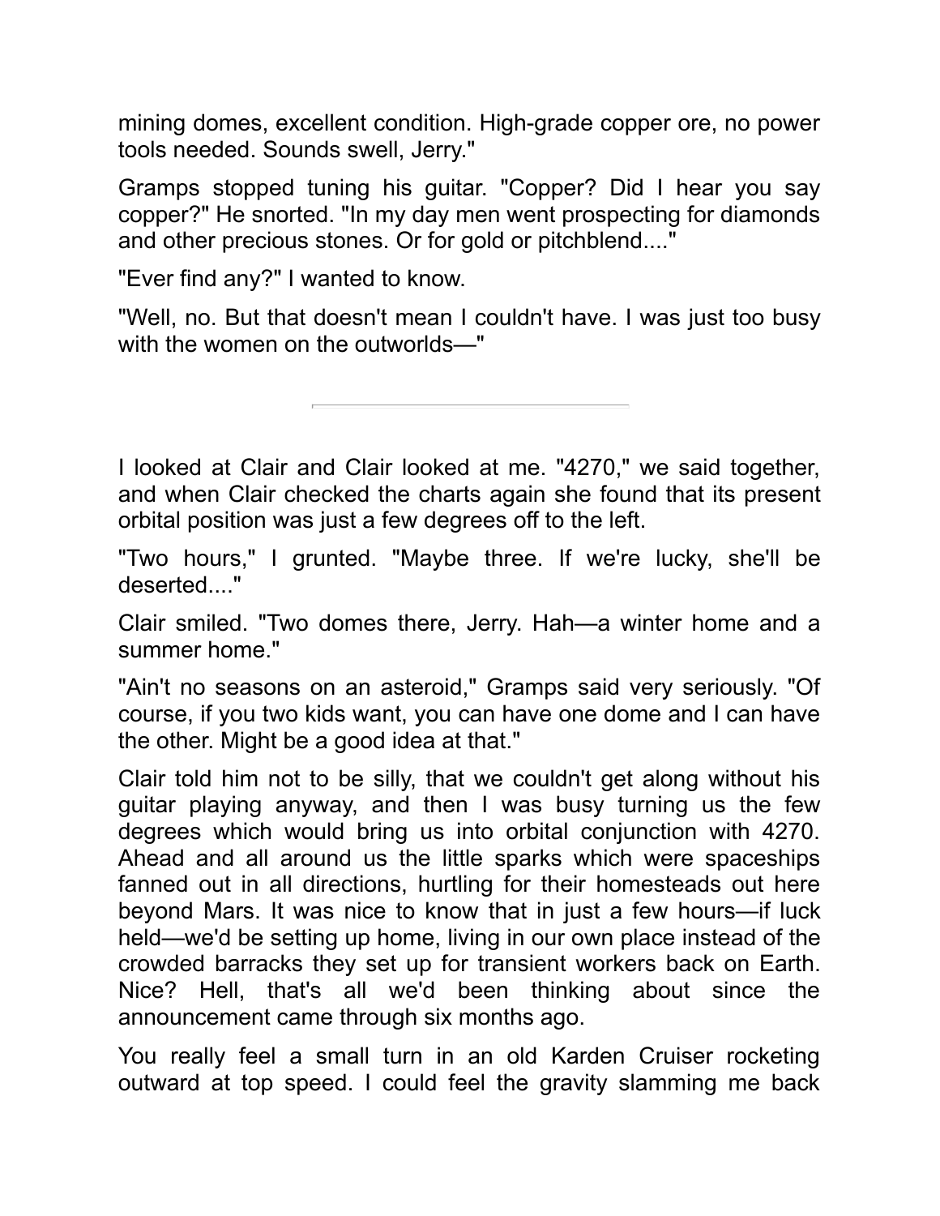mining domes, excellent condition. High-grade copper ore, no power tools needed. Sounds swell, Jerry."

Gramps stopped tuning his guitar. "Copper? Did I hear you say copper?" He snorted. "In my day men went prospecting for diamonds and other precious stones. Or for gold or pitchblend...."

"Ever find any?" I wanted to know.

"Well, no. But that doesn't mean I couldn't have. I was just too busy with the women on the outworlds—"

---

I looked at Clair and Clair looked at me. "4270," we said together, and when Clair checked the charts again she found that its present orbital position was just a few degrees off to the left.

"Two hours," I grunted. "Maybe three. If we're lucky, she'll be deserted...."

Clair smiled. "Two domes there, Jerry. Hah—a winter home and a summer home."

"Ain't no seasons on an asteroid," Gramps said very seriously. "Of course, if you two kids want, you can have one dome and I can have the other. Might be a good idea at that."

Clair told him not to be silly, that we couldn't get along without his guitar playing anyway, and then I was busy turning us the few degrees which would bring us into orbital conjunction with 4270. Ahead and all around us the little sparks which were spaceships fanned out in all directions, hurtling for their homesteads out here beyond Mars. It was nice to know that in just a few hours—if luck held—we'd be setting up home, living in our own place instead of the crowded barracks they set up for transient workers back on Earth. Nice? Hell, that's all we'd been thinking about since the announcement came through six months ago.

You really feel a small turn in an old Karden Cruiser rocketing outward at top speed. I could feel the gravity slamming me back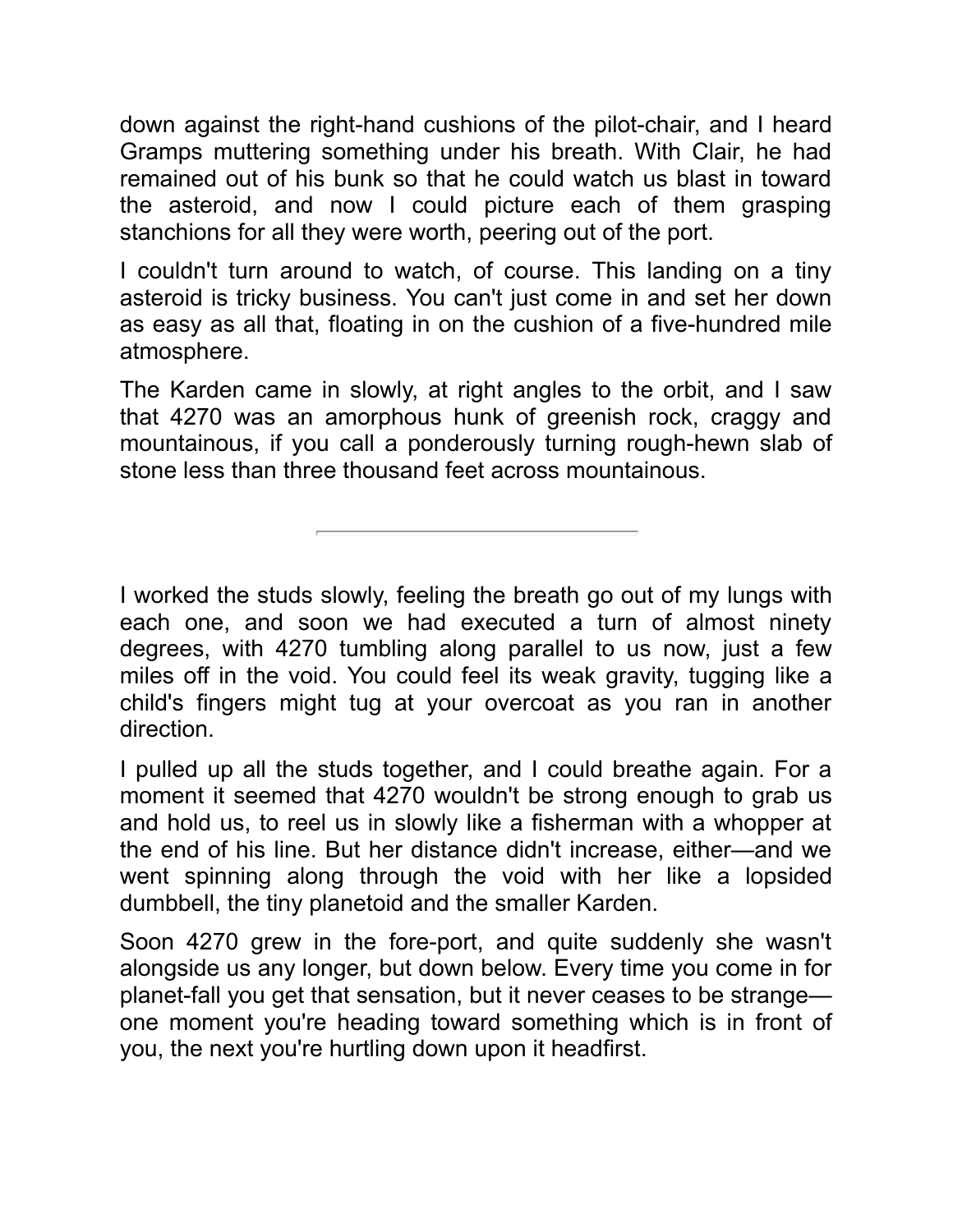down against the right-hand cushions of the pilot-chair, and I heard Gramps muttering something under his breath. With Clair, he had remained out of his bunk so that he could watch us blast in toward the asteroid, and now I could picture each of them grasping stanchions for all they were worth, peering out of the port.

I couldn't turn around to watch, of course. This landing on a tiny asteroid is tricky business. You can't just come in and set her down as easy as all that, floating in on the cushion of a five-hundred mile atmosphere.

The Karden came in slowly, at right angles to the orbit, and I saw that 4270 was an amorphous hunk of greenish rock, craggy and mountainous, if you call a ponderously turning rough-hewn slab of stone less than three thousand feet across mountainous.

---

I worked the studs slowly, feeling the breath go out of my lungs with each one, and soon we had executed a turn of almost ninety degrees, with 4270 tumbling along parallel to us now, just a few miles off in the void. You could feel its weak gravity, tugging like a child's fingers might tug at your overcoat as you ran in another direction.

I pulled up all the studs together, and I could breathe again. For a moment it seemed that 4270 wouldn't be strong enough to grab us and hold us, to reel us in slowly like a fisherman with a whopper at the end of his line. But her distance didn't increase, either—and we went spinning along through the void with her like a lopsided dumbbell, the tiny planetoid and the smaller Karden.

Soon 4270 grew in the fore-port, and quite suddenly she wasn't alongside us any longer, but down below. Every time you come in for planet-fall you get that sensation, but it never ceases to be strange—one moment you're heading toward something which is in front of you, the next you're hurtling down upon it headfirst.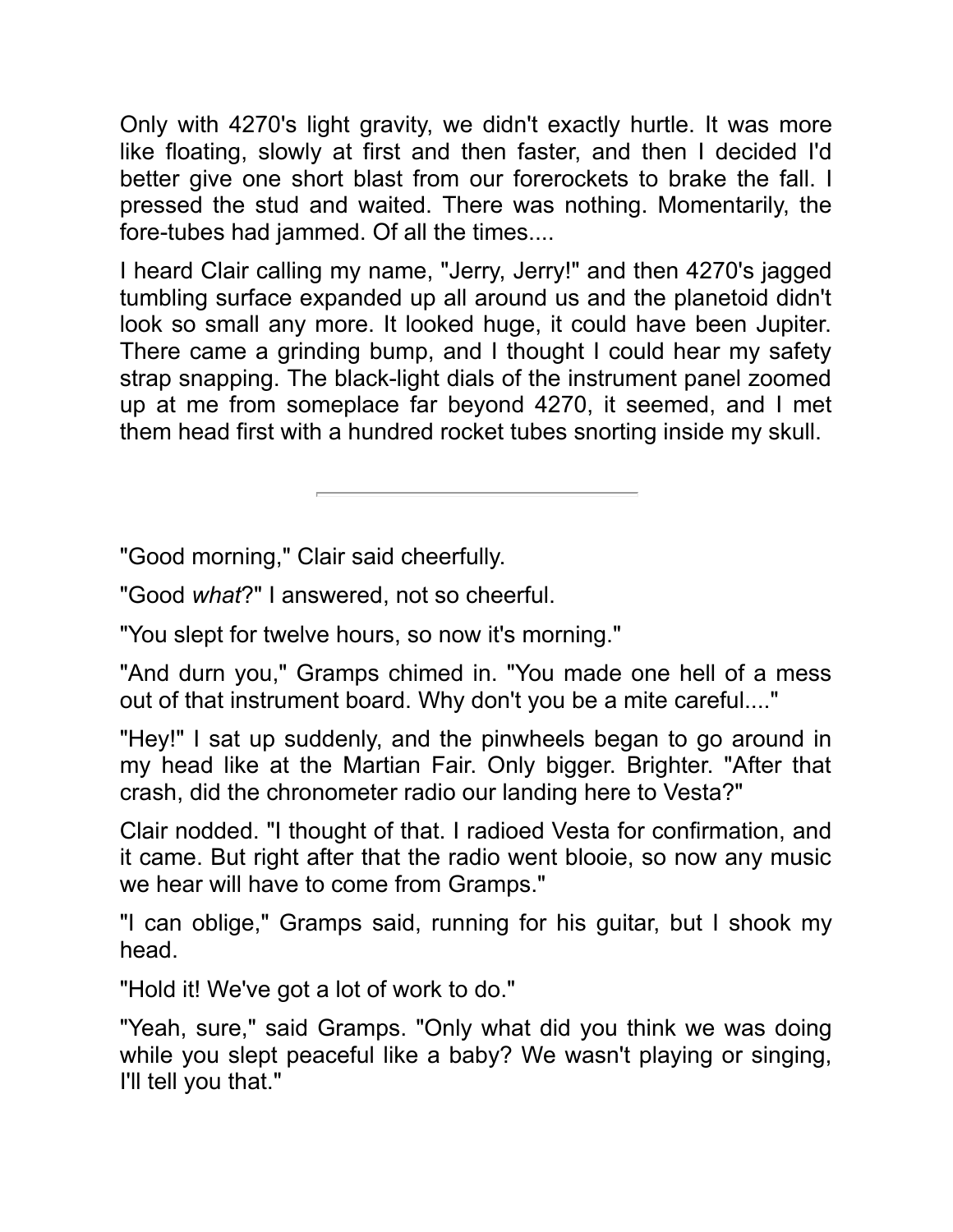Only with 4270's light gravity, we didn't exactly hurtle. It was more like floating, slowly at first and then faster, and then I decided I'd better give one short blast from our forerockets to brake the fall. I pressed the stud and waited. There was nothing. Momentarily, the fore-tubes had jammed. Of all the times....

I heard Clair calling my name, "Jerry, Jerry!" and then 4270's jagged tumbling surface expanded up all around us and the planetoid didn't look so small any more. It looked huge, it could have been Jupiter. There came a grinding bump, and I thought I could hear my safety strap snapping. The black-light dials of the instrument panel zoomed up at me from someplace far beyond 4270, it seemed, and I met them head first with a hundred rocket tubes snorting inside my skull.

---

"Good morning," Clair said cheerfully.

"Good *what*?" I answered, not so cheerful.

"You slept for twelve hours, so now it's morning."

"And durn you," Gramps chimed in. "You made one hell of a mess out of that instrument board. Why don't you be a mite careful...."

"Hey!" I sat up suddenly, and the pinwheels began to go around in my head like at the Martian Fair. Only bigger. Brighter. "After that crash, did the chronometer radio our landing here to Vesta?"

Clair nodded. "I thought of that. I radioed Vesta for confirmation, and it came. But right after that the radio went blooie, so now any music we hear will have to come from Gramps."

"I can oblige," Gramps said, running for his guitar, but I shook my head.

"Hold it! We've got a lot of work to do."

"Yeah, sure," said Gramps. "Only what did you think we was doing while you slept peaceful like a baby? We wasn't playing or singing, I'll tell you that."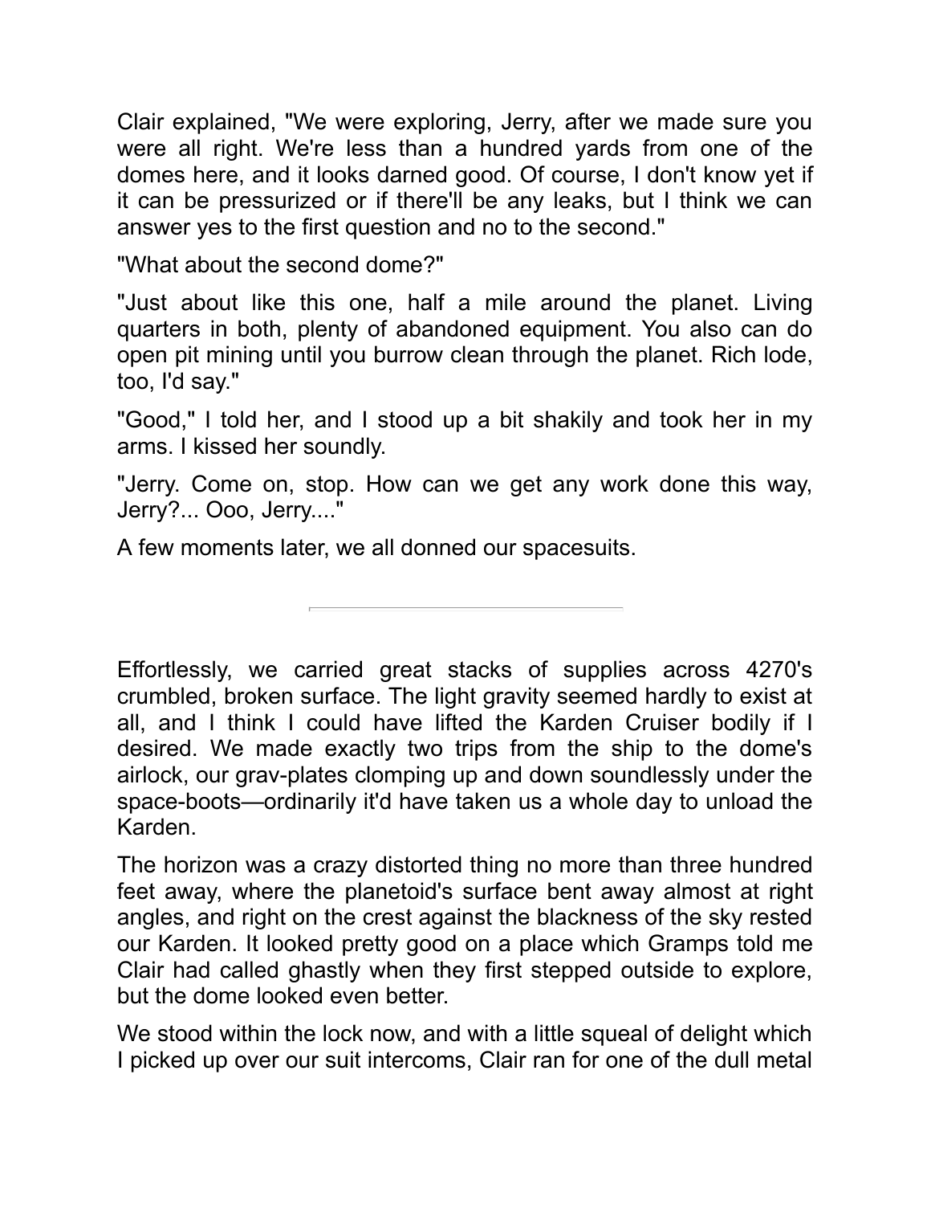Clair explained, "We were exploring, Jerry, after we made sure you were all right. We're less than a hundred yards from one of the domes here, and it looks darned good. Of course, I don't know yet if it can be pressurized or if there'll be any leaks, but I think we can answer yes to the first question and no to the second."

"What about the second dome?"

"Just about like this one, half a mile around the planet. Living quarters in both, plenty of abandoned equipment. You also can do open pit mining until you burrow clean through the planet. Rich lode, too, I'd say."

"Good," I told her, and I stood up a bit shakily and took her in my arms. I kissed her soundly.

"Jerry. Come on, stop. How can we get any work done this way, Jerry?... Ooo, Jerry...."

A few moments later, we all donned our spacesuits.

---

Effortlessly, we carried great stacks of supplies across 4270's crumbled, broken surface. The light gravity seemed hardly to exist at all, and I think I could have lifted the Karden Cruiser bodily if I desired. We made exactly two trips from the ship to the dome's airlock, our grav-plates clomping up and down soundlessly under the space-boots—ordinarily it'd have taken us a whole day to unload the Karden.

The horizon was a crazy distorted thing no more than three hundred feet away, where the planetoid's surface bent away almost at right angles, and right on the crest against the blackness of the sky rested our Karden. It looked pretty good on a place which Gramps told me Clair had called ghastly when they first stepped outside to explore, but the dome looked even better.

We stood within the lock now, and with a little squeal of delight which I picked up over our suit intercoms, Clair ran for one of the dull metal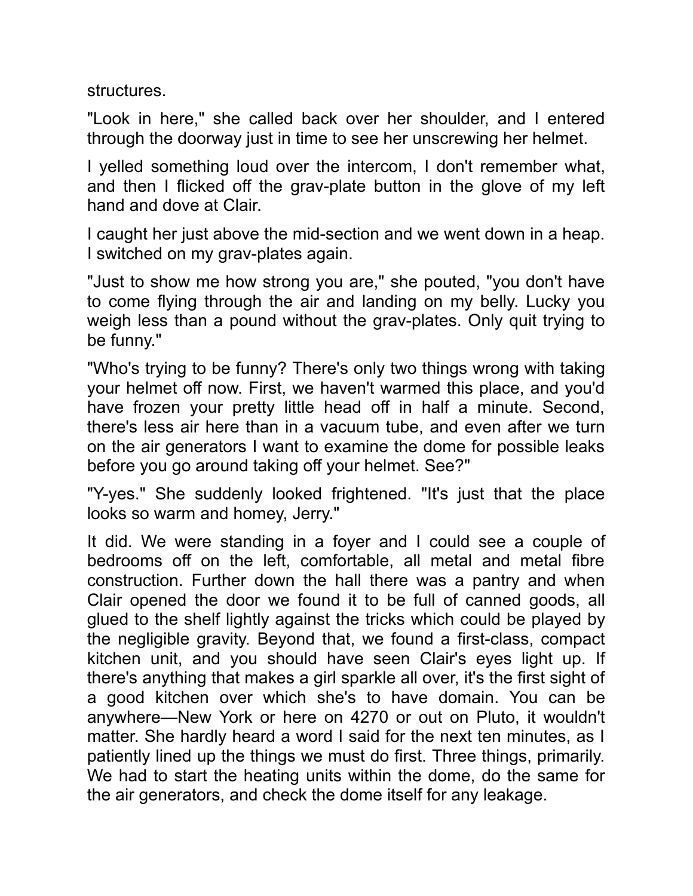structures.

"Look in here," she called back over her shoulder, and I entered through the doorway just in time to see her unscrewing her helmet.

I yelled something loud over the intercom, I don't remember what, and then I flicked off the grav-plate button in the glove of my left hand and dove at Clair.

I caught her just above the mid-section and we went down in a heap. I switched on my grav-plates again.

"Just to show me how strong you are," she pouted, "you don't have to come flying through the air and landing on my belly. Lucky you weigh less than a pound without the grav-plates. Only quit trying to be funny."

"Who's trying to be funny? There's only two things wrong with taking your helmet off now. First, we haven't warmed this place, and you'd have frozen your pretty little head off in half a minute. Second, there's less air here than in a vacuum tube, and even after we turn on the air generators I want to examine the dome for possible leaks before you go around taking off your helmet. See?"

"Y-yes." She suddenly looked frightened. "It's just that the place looks so warm and homey, Jerry."

It did. We were standing in a foyer and I could see a couple of bedrooms off on the left, comfortable, all metal and metal fibre construction. Further down the hall there was a pantry and when Clair opened the door we found it to be full of canned goods, all glued to the shelf lightly against the tricks which could be played by the negligible gravity. Beyond that, we found a first-class, compact kitchen unit, and you should have seen Clair's eyes light up. If there's anything that makes a girl sparkle all over, it's the first sight of a good kitchen over which she's to have domain. You can be anywhere—New York or here on 4270 or out on Pluto, it wouldn't matter. She hardly heard a word I said for the next ten minutes, as I patiently lined up the things we must do first. Three things, primarily. We had to start the heating units within the dome, do the same for the air generators, and check the dome itself for any leakage.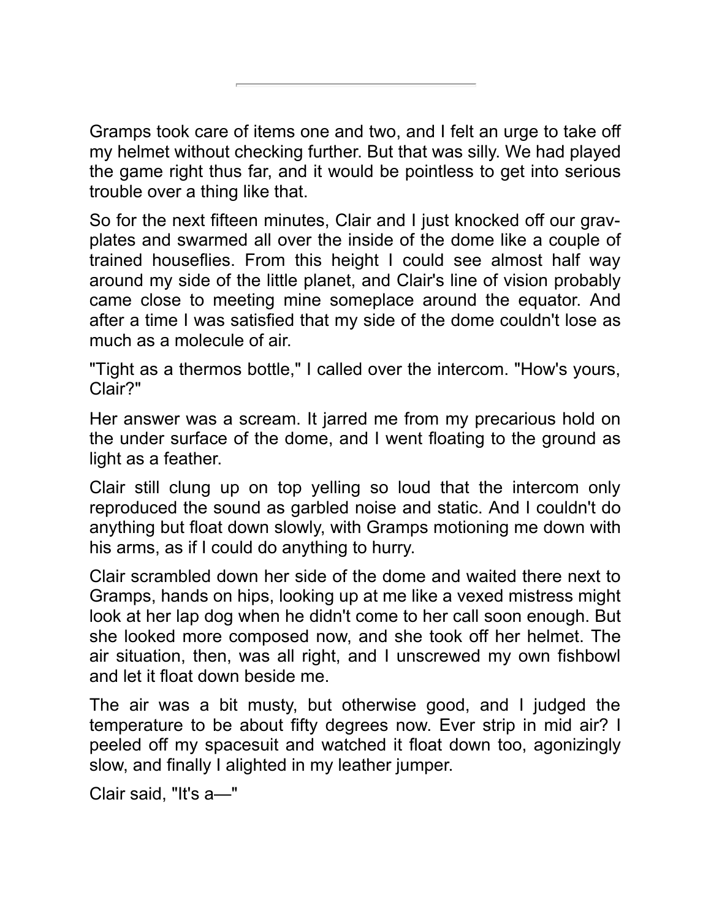---

Gramps took care of items one and two, and I felt an urge to take off my helmet without checking further. But that was silly. We had played the game right thus far, and it would be pointless to get into serious trouble over a thing like that.

So for the next fifteen minutes, Clair and I just knocked off our grav-plates and swarmed all over the inside of the dome like a couple of trained houseflies. From this height I could see almost half way around my side of the little planet, and Clair's line of vision probably came close to meeting mine someplace around the equator. And after a time I was satisfied that my side of the dome couldn't lose as much as a molecule of air.

"Tight as a thermos bottle," I called over the intercom. "How's yours, Clair?"

Her answer was a scream. It jarred me from my precarious hold on the under surface of the dome, and I went floating to the ground as light as a feather.

Clair still clung up on top yelling so loud that the intercom only reproduced the sound as garbled noise and static. And I couldn't do anything but float down slowly, with Gramps motioning me down with his arms, as if I could do anything to hurry.

Clair scrambled down her side of the dome and waited there next to Gramps, hands on hips, looking up at me like a vexed mistress might look at her lap dog when he didn't come to her call soon enough. But she looked more composed now, and she took off her helmet. The air situation, then, was all right, and I unscrewed my own fishbowl and let it float down beside me.

The air was a bit musty, but otherwise good, and I judged the temperature to be about fifty degrees now. Ever strip in mid air? I peeled off my spacesuit and watched it float down too, agonizingly slow, and finally I alighted in my leather jumper.

Clair said, "It's a—"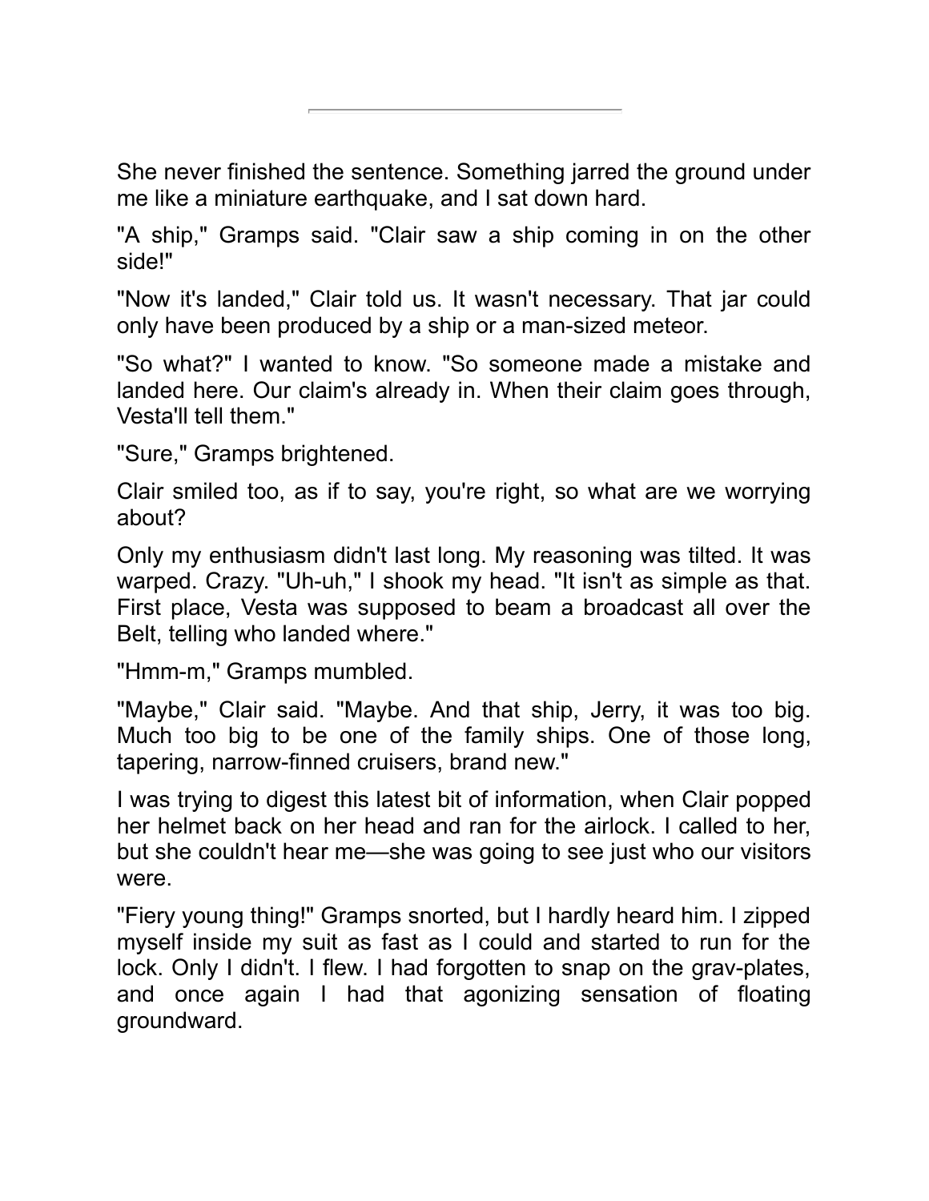She never finished the sentence. Something jarred the ground under me like a miniature earthquake, and I sat down hard.

"A ship," Gramps said. "Clair saw a ship coming in on the other side!"

"Now it's landed," Clair told us. It wasn't necessary. That jar could only have been produced by a ship or a man-sized meteor.

"So what?" I wanted to know. "So someone made a mistake and landed here. Our claim's already in. When their claim goes through, Vesta'll tell them."

"Sure," Gramps brightened.

Clair smiled too, as if to say, you're right, so what are we worrying about?

Only my enthusiasm didn't last long. My reasoning was tilted. It was warped. Crazy. "Uh-uh," I shook my head. "It isn't as simple as that. First place, Vesta was supposed to beam a broadcast all over the Belt, telling who landed where."

"Hmm-m," Gramps mumbled.

"Maybe," Clair said. "Maybe. And that ship, Jerry, it was too big. Much too big to be one of the family ships. One of those long, tapering, narrow-finned cruisers, brand new."

I was trying to digest this latest bit of information, when Clair popped her helmet back on her head and ran for the airlock. I called to her, but she couldn't hear me—she was going to see just who our visitors were.

"Fiery young thing!" Gramps snorted, but I hardly heard him. I zipped myself inside my suit as fast as I could and started to run for the lock. Only I didn't. I flew. I had forgotten to snap on the grav-plates, and once again I had that agonizing sensation of floating groundward.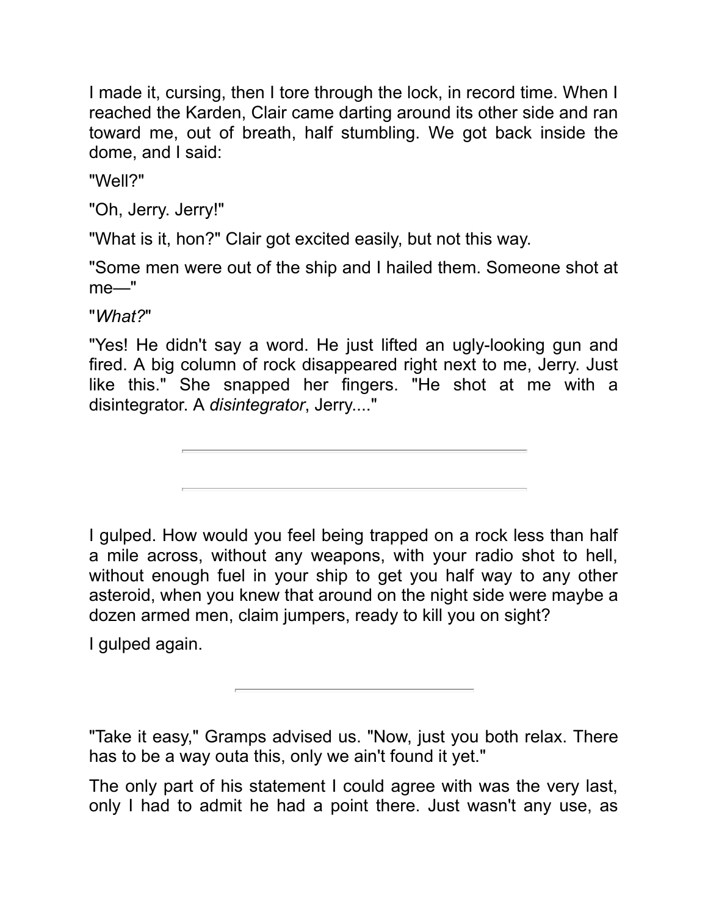I made it, cursing, then I tore through the lock, in record time. When I reached the Karden, Clair came darting around its other side and ran toward me, out of breath, half stumbling. We got back inside the dome, and I said:

"Well?"

"Oh, Jerry. Jerry!"

"What is it, hon?" Clair got excited easily, but not this way.

"Some men were out of the ship and I hailed them. Someone shot at me—"

"*What?*"

"Yes! He didn't say a word. He just lifted an ugly-looking gun and fired. A big column of rock disappeared right next to me, Jerry. Just like this." She snapped her fingers. "He shot at me with a disintegrator. A *disintegrator*, Jerry...."

---

---

I gulped. How would you feel being trapped on a rock less than half a mile across, without any weapons, with your radio shot to hell, without enough fuel in your ship to get you half way to any other asteroid, when you knew that around on the night side were maybe a dozen armed men, claim jumpers, ready to kill you on sight?

I gulped again.

---

"Take it easy," Gramps advised us. "Now, just you both relax. There has to be a way outa this, only we ain't found it yet."

The only part of his statement I could agree with was the very last, only I had to admit he had a point there. Just wasn't any use, as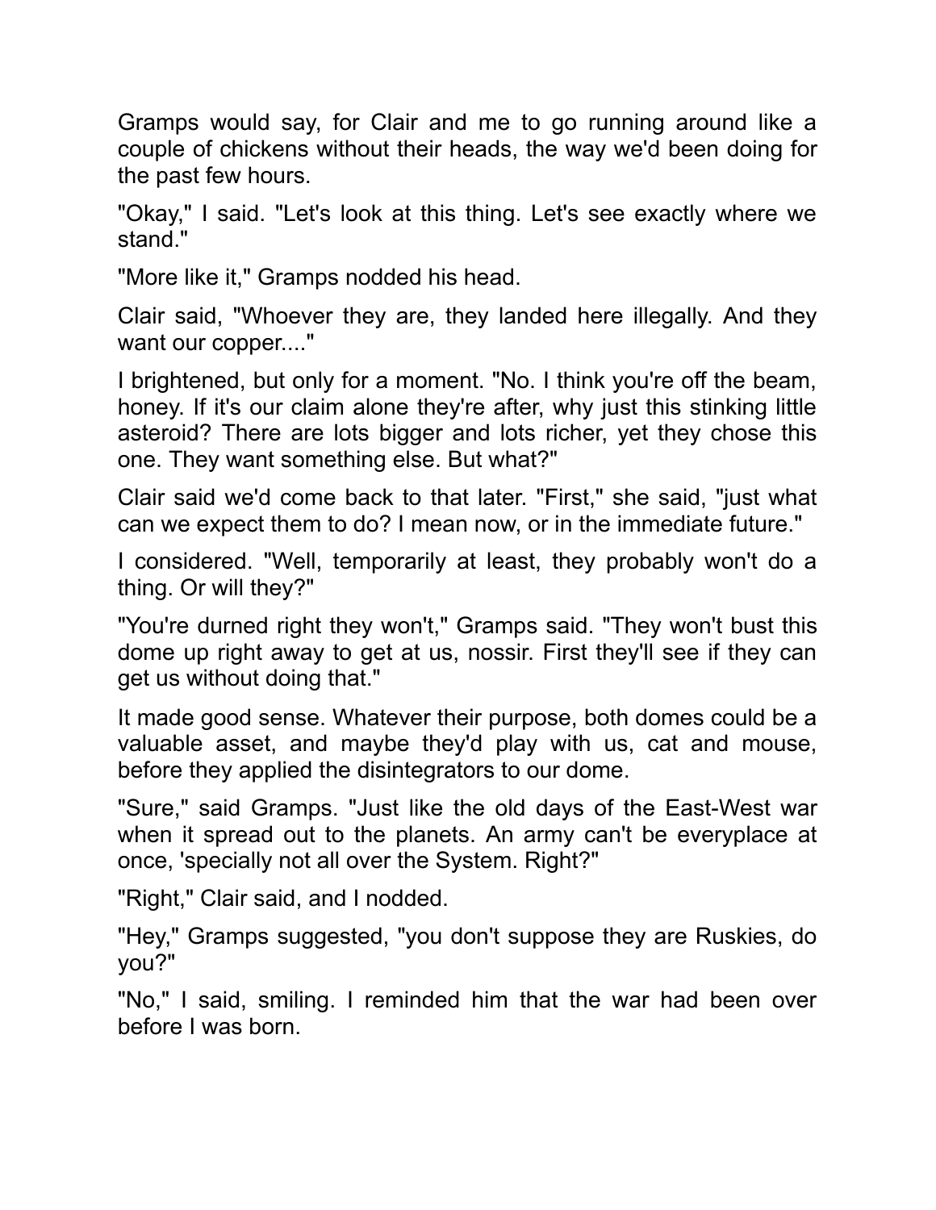Gramps would say, for Clair and me to go running around like a couple of chickens without their heads, the way we'd been doing for the past few hours.

"Okay," I said. "Let's look at this thing. Let's see exactly where we stand."

"More like it," Gramps nodded his head.

Clair said, "Whoever they are, they landed here illegally. And they want our copper...."

I brightened, but only for a moment. "No. I think you're off the beam, honey. If it's our claim alone they're after, why just this stinking little asteroid? There are lots bigger and lots richer, yet they chose this one. They want something else. But what?"

Clair said we'd come back to that later. "First," she said, "just what can we expect them to do? I mean now, or in the immediate future."

I considered. "Well, temporarily at least, they probably won't do a thing. Or will they?"

"You're durned right they won't," Gramps said. "They won't bust this dome up right away to get at us, nossir. First they'll see if they can get us without doing that."

It made good sense. Whatever their purpose, both domes could be a valuable asset, and maybe they'd play with us, cat and mouse, before they applied the disintegrators to our dome.

"Sure," said Gramps. "Just like the old days of the East-West war when it spread out to the planets. An army can't be everyplace at once, 'specially not all over the System. Right?"

"Right," Clair said, and I nodded.

"Hey," Gramps suggested, "you don't suppose they are Ruskies, do you?"

"No," I said, smiling. I reminded him that the war had been over before I was born.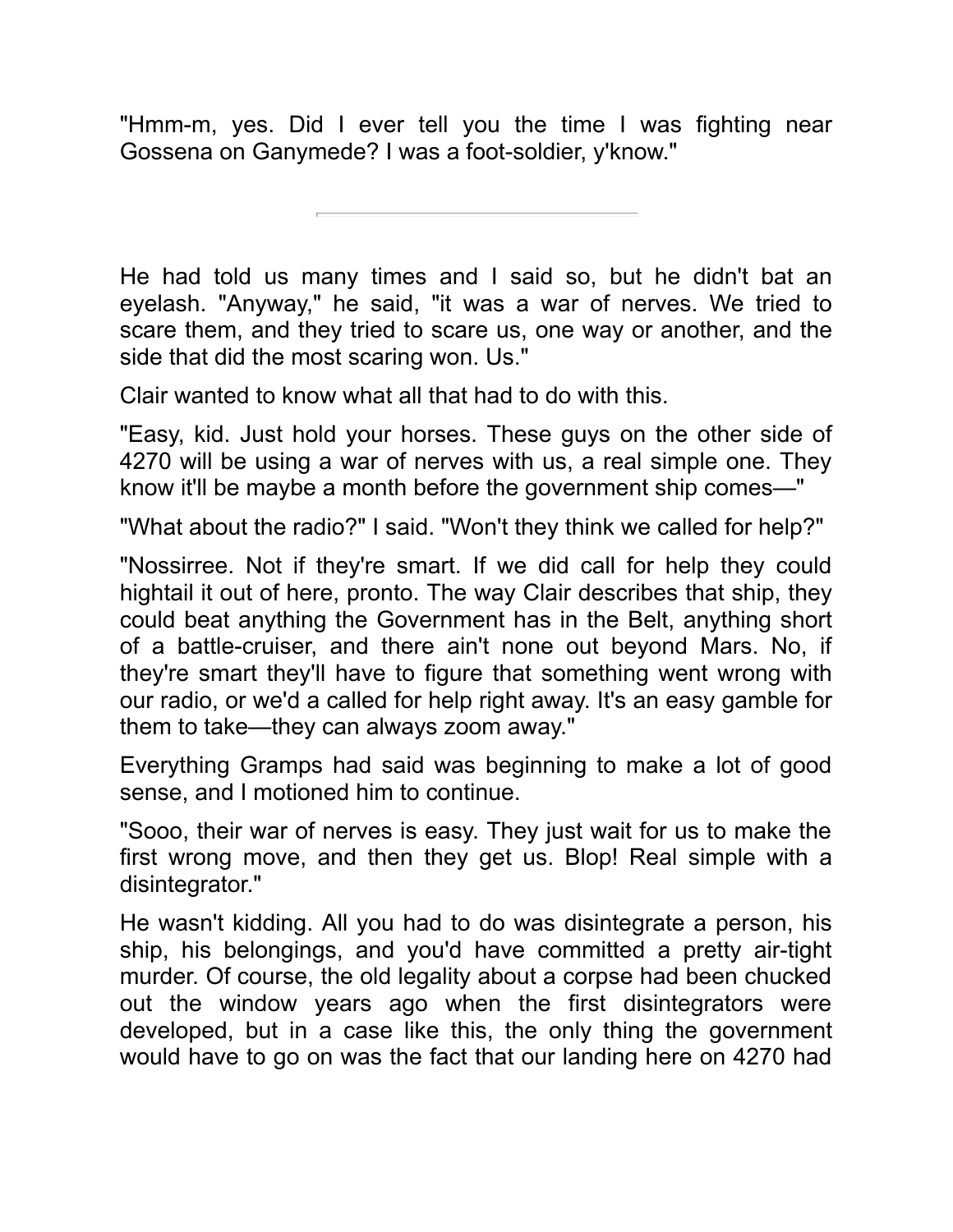"Hmm-m, yes. Did I ever tell you the time I was fighting near Gossena on Ganymede? I was a foot-soldier, y'know."

---

He had told us many times and I said so, but he didn't bat an eyelash. "Anyway," he said, "it was a war of nerves. We tried to scare them, and they tried to scare us, one way or another, and the side that did the most scaring won. Us."

Clair wanted to know what all that had to do with this.

"Easy, kid. Just hold your horses. These guys on the other side of 4270 will be using a war of nerves with us, a real simple one. They know it'll be maybe a month before the government ship comes—"

"What about the radio?" I said. "Won't they think we called for help?"

"Nossirree. Not if they're smart. If we did call for help they could hightail it out of here, pronto. The way Clair describes that ship, they could beat anything the Government has in the Belt, anything short of a battle-cruiser, and there ain't none out beyond Mars. No, if they're smart they'll have to figure that something went wrong with our radio, or we'd a called for help right away. It's an easy gamble for them to take—they can always zoom away."

Everything Gramps had said was beginning to make a lot of good sense, and I motioned him to continue.

"Sooo, their war of nerves is easy. They just wait for us to make the first wrong move, and then they get us. Blop! Real simple with a disintegrator."

He wasn't kidding. All you had to do was disintegrate a person, his ship, his belongings, and you'd have committed a pretty air-tight murder. Of course, the old legality about a corpse had been chucked out the window years ago when the first disintegrators were developed, but in a case like this, the only thing the government would have to go on was the fact that our landing here on 4270 had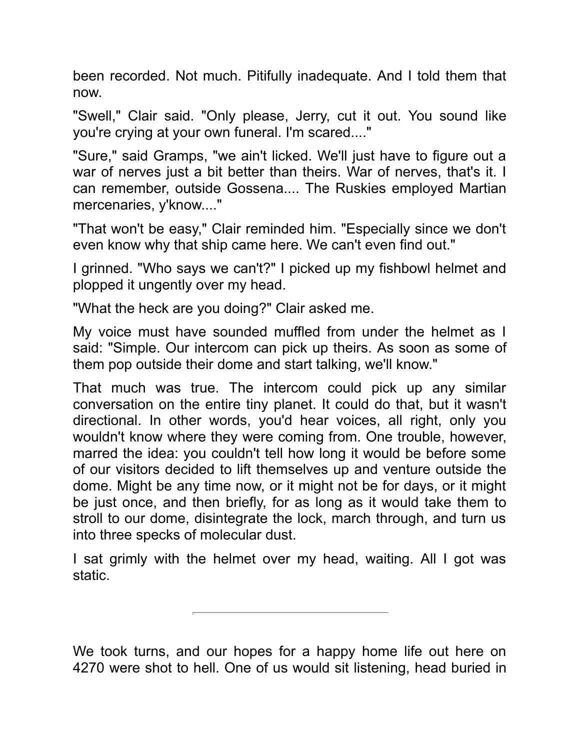been recorded. Not much. Pitifully inadequate. And I told them that now.

"Swell," Clair said. "Only please, Jerry, cut it out. You sound like you're crying at your own funeral. I'm scared...."

"Sure," said Gramps, "we ain't licked. We'll just have to figure out a war of nerves just a bit better than theirs. War of nerves, that's it. I can remember, outside Gossena.... The Ruskies employed Martian mercenaries, y'know...."

"That won't be easy," Clair reminded him. "Especially since we don't even know why that ship came here. We can't even find out."

I grinned. "Who says we can't?" I picked up my fishbowl helmet and plopped it ungently over my head.

"What the heck are you doing?" Clair asked me.

My voice must have sounded muffled from under the helmet as I said: "Simple. Our intercom can pick up theirs. As soon as some of them pop outside their dome and start talking, we'll know."

That much was true. The intercom could pick up any similar conversation on the entire tiny planet. It could do that, but it wasn't directional. In other words, you'd hear voices, all right, only you wouldn't know where they were coming from. One trouble, however, marred the idea: you couldn't tell how long it would be before some of our visitors decided to lift themselves up and venture outside the dome. Might be any time now, or it might not be for days, or it might be just once, and then briefly, for as long as it would take them to stroll to our dome, disintegrate the lock, march through, and turn us into three specks of molecular dust.

I sat grimly with the helmet over my head, waiting. All I got was static.

---

We took turns, and our hopes for a happy home life out here on 4270 were shot to hell. One of us would sit listening, head buried in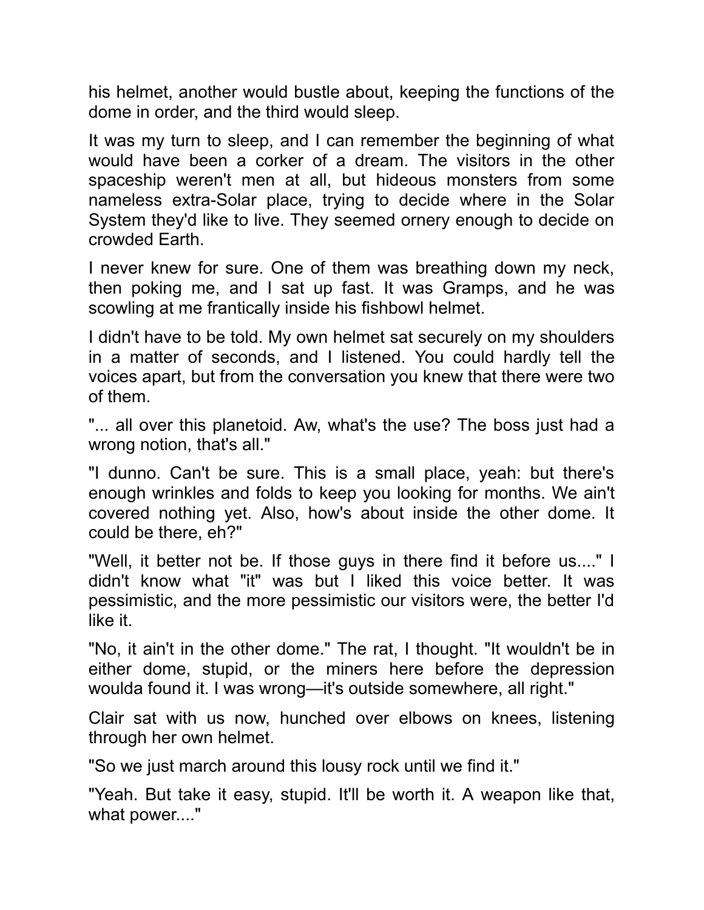his helmet, another would bustle about, keeping the functions of the dome in order, and the third would sleep.

It was my turn to sleep, and I can remember the beginning of what would have been a corker of a dream. The visitors in the other spaceship weren't men at all, but hideous monsters from some nameless extra-Solar place, trying to decide where in the Solar System they'd like to live. They seemed ornery enough to decide on crowded Earth.

I never knew for sure. One of them was breathing down my neck, then poking me, and I sat up fast. It was Gramps, and he was scowling at me frantically inside his fishbowl helmet.

I didn't have to be told. My own helmet sat securely on my shoulders in a matter of seconds, and I listened. You could hardly tell the voices apart, but from the conversation you knew that there were two of them.

"... all over this planetoid. Aw, what's the use? The boss just had a wrong notion, that's all."

"I dunno. Can't be sure. This is a small place, yeah: but there's enough wrinkles and folds to keep you looking for months. We ain't covered nothing yet. Also, how's about inside the other dome. It could be there, eh?"

"Well, it better not be. If those guys in there find it before us...." I didn't know what "it" was but I liked this voice better. It was pessimistic, and the more pessimistic our visitors were, the better I'd like it.

"No, it ain't in the other dome." The rat, I thought. "It wouldn't be in either dome, stupid, or the miners here before the depression woulda found it. I was wrong—it's outside somewhere, all right."

Clair sat with us now, hunched over elbows on knees, listening through her own helmet.

"So we just march around this lousy rock until we find it."

"Yeah. But take it easy, stupid. It'll be worth it. A weapon like that, what power...."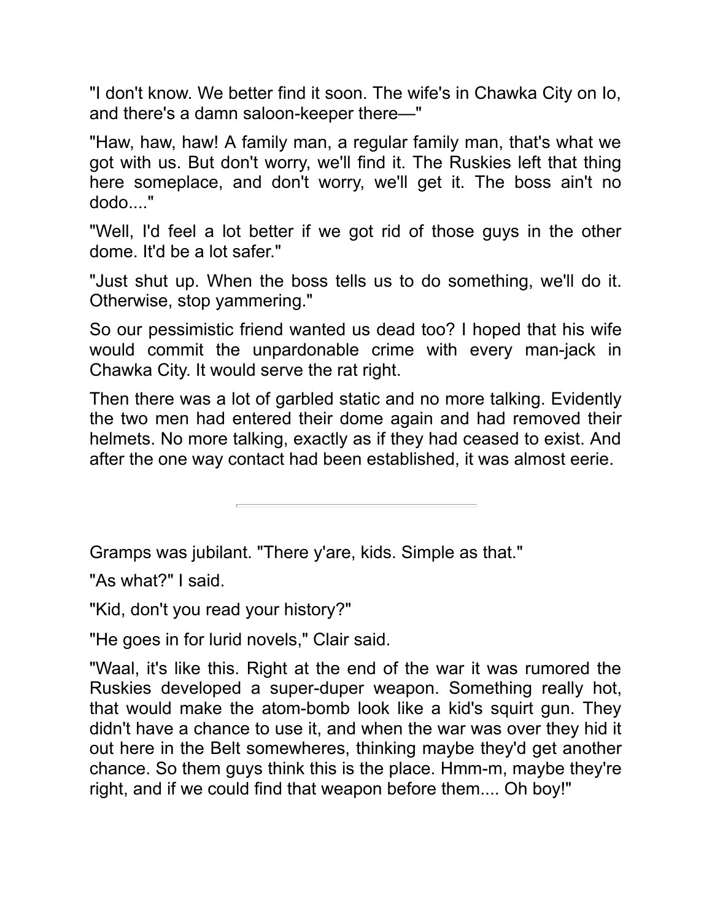"I don't know. We better find it soon. The wife's in Chawka City on Io, and there's a damn saloon-keeper there—"

"Haw, haw, haw! A family man, a regular family man, that's what we got with us. But don't worry, we'll find it. The Ruskies left that thing here someplace, and don't worry, we'll get it. The boss ain't no dodo...."

"Well, I'd feel a lot better if we got rid of those guys in the other dome. It'd be a lot safer."

"Just shut up. When the boss tells us to do something, we'll do it. Otherwise, stop yammering."

So our pessimistic friend wanted us dead too? I hoped that his wife would commit the unpardonable crime with every man-jack in Chawka City. It would serve the rat right.

Then there was a lot of garbled static and no more talking. Evidently the two men had entered their dome again and had removed their helmets. No more talking, exactly as if they had ceased to exist. And after the one way contact had been established, it was almost eerie.

---

Gramps was jubilant. "There y'are, kids. Simple as that."

"As what?" I said.

"Kid, don't you read your history?"

"He goes in for lurid novels," Clair said.

"Waal, it's like this. Right at the end of the war it was rumored the Ruskies developed a super-duper weapon. Something really hot, that would make the atom-bomb look like a kid's squirt gun. They didn't have a chance to use it, and when the war was over they hid it out here in the Belt somewheres, thinking maybe they'd get another chance. So them guys think this is the place. Hmm-m, maybe they're right, and if we could find that weapon before them.... Oh boy!"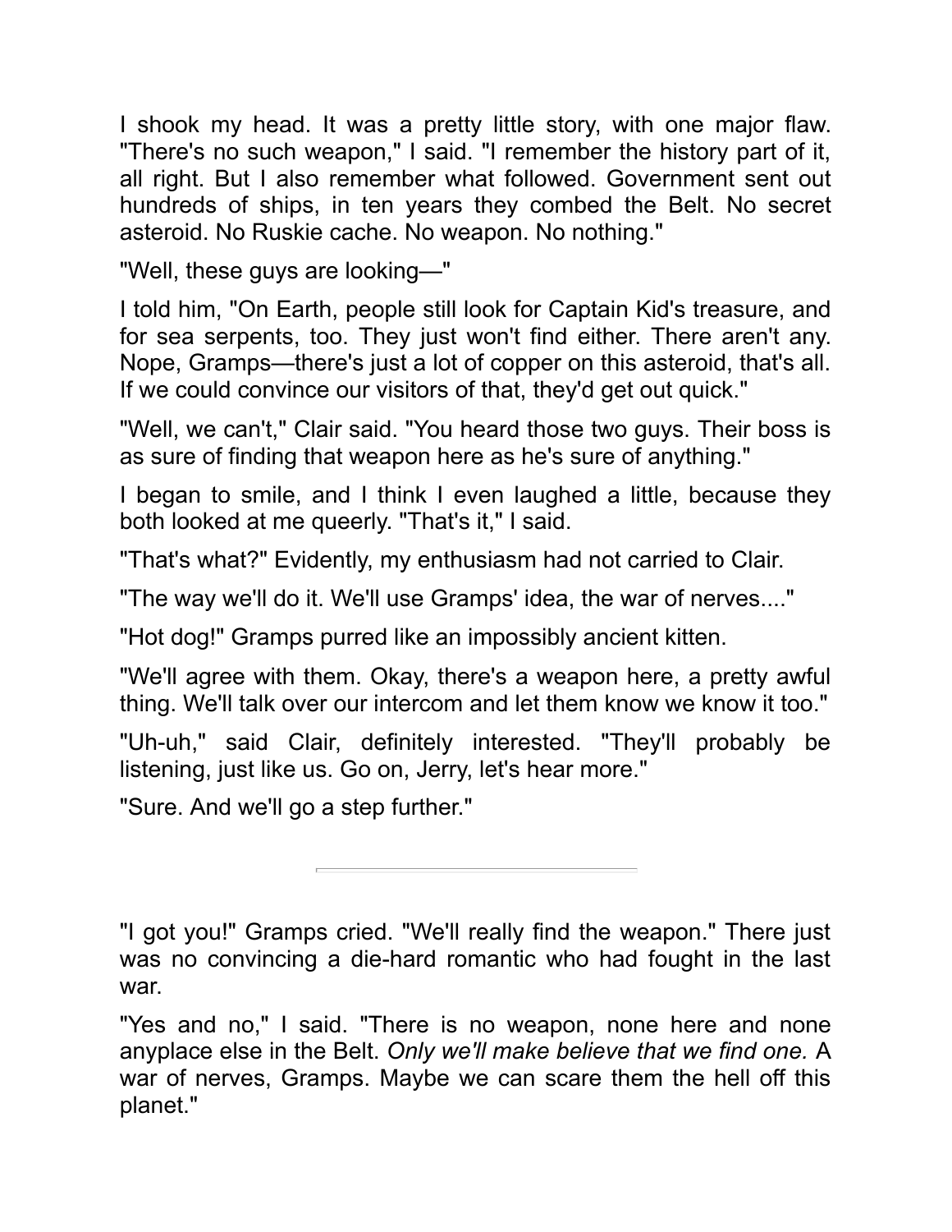I shook my head. It was a pretty little story, with one major flaw. "There's no such weapon," I said. "I remember the history part of it, all right. But I also remember what followed. Government sent out hundreds of ships, in ten years they combed the Belt. No secret asteroid. No Ruskie cache. No weapon. No nothing."

"Well, these guys are looking—"

I told him, "On Earth, people still look for Captain Kid's treasure, and for sea serpents, too. They just won't find either. There aren't any. Nope, Gramps—there's just a lot of copper on this asteroid, that's all. If we could convince our visitors of that, they'd get out quick."

"Well, we can't," Clair said. "You heard those two guys. Their boss is as sure of finding that weapon here as he's sure of anything."

I began to smile, and I think I even laughed a little, because they both looked at me queerly. "That's it," I said.

"That's what?" Evidently, my enthusiasm had not carried to Clair.

"The way we'll do it. We'll use Gramps' idea, the war of nerves...."

"Hot dog!" Gramps purred like an impossibly ancient kitten.

"We'll agree with them. Okay, there's a weapon here, a pretty awful thing. We'll talk over our intercom and let them know we know it too."

"Uh-uh," said Clair, definitely interested. "They'll probably be listening, just like us. Go on, Jerry, let's hear more."

"Sure. And we'll go a step further."

---

"I got you!" Gramps cried. "We'll really find the weapon." There just was no convincing a die-hard romantic who had fought in the last war.

"Yes and no," I said. "There is no weapon, none here and none anyplace else in the Belt. *Only we'll make believe that we find one.* A war of nerves, Gramps. Maybe we can scare them the hell off this planet."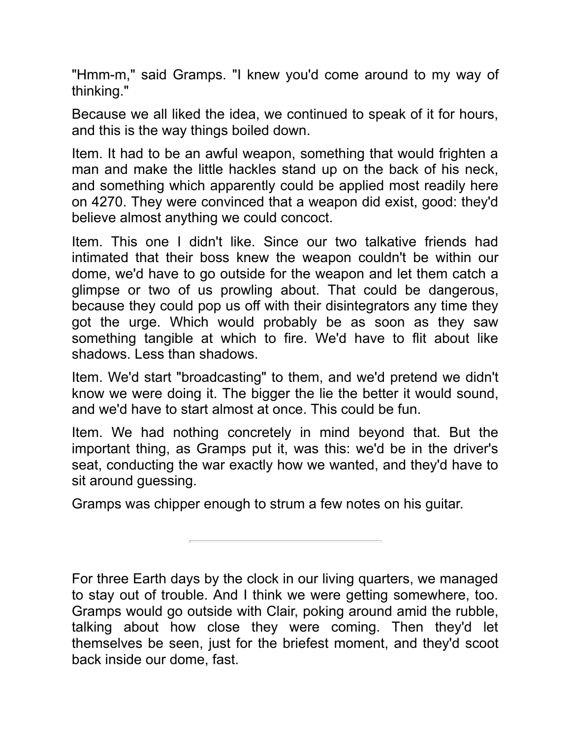"Hmm-m," said Gramps. "I knew you'd come around to my way of thinking."

Because we all liked the idea, we continued to speak of it for hours, and this is the way things boiled down.

Item. It had to be an awful weapon, something that would frighten a man and make the little hackles stand up on the back of his neck, and something which apparently could be applied most readily here on 4270. They were convinced that a weapon did exist, good: they'd believe almost anything we could concoct.

Item. This one I didn't like. Since our two talkative friends had intimated that their boss knew the weapon couldn't be within our dome, we'd have to go outside for the weapon and let them catch a glimpse or two of us prowling about. That could be dangerous, because they could pop us off with their disintegrators any time they got the urge. Which would probably be as soon as they saw something tangible at which to fire. We'd have to flit about like shadows. Less than shadows.

Item. We'd start "broadcasting" to them, and we'd pretend we didn't know we were doing it. The bigger the lie the better it would sound, and we'd have to start almost at once. This could be fun.

Item. We had nothing concretely in mind beyond that. But the important thing, as Gramps put it, was this: we'd be in the driver's seat, conducting the war exactly how we wanted, and they'd have to sit around guessing.

Gramps was chipper enough to strum a few notes on his guitar.

---

For three Earth days by the clock in our living quarters, we managed to stay out of trouble. And I think we were getting somewhere, too. Gramps would go outside with Clair, poking around amid the rubble, talking about how close they were coming. Then they'd let themselves be seen, just for the briefest moment, and they'd scoot back inside our dome, fast.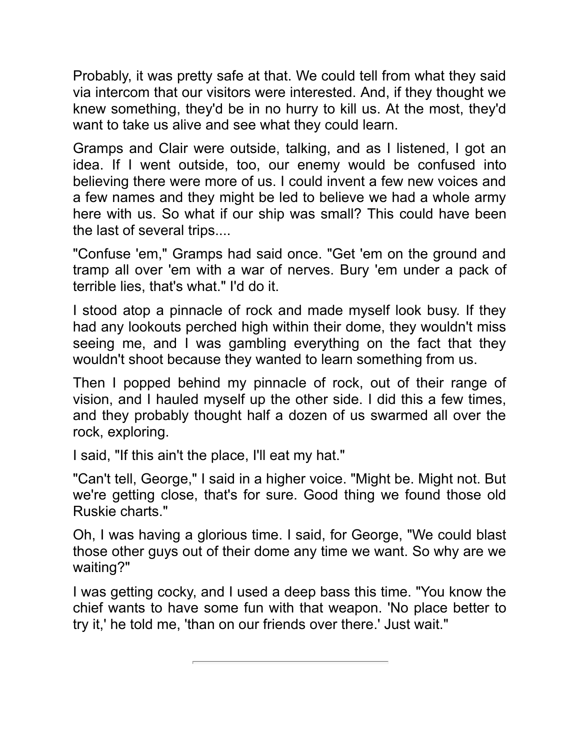Probably, it was pretty safe at that. We could tell from what they said via intercom that our visitors were interested. And, if they thought we knew something, they'd be in no hurry to kill us. At the most, they'd want to take us alive and see what they could learn.

Gramps and Clair were outside, talking, and as I listened, I got an idea. If I went outside, too, our enemy would be confused into believing there were more of us. I could invent a few new voices and a few names and they might be led to believe we had a whole army here with us. So what if our ship was small? This could have been the last of several trips....

"Confuse 'em," Gramps had said once. "Get 'em on the ground and tramp all over 'em with a war of nerves. Bury 'em under a pack of terrible lies, that's what." I'd do it.

I stood atop a pinnacle of rock and made myself look busy. If they had any lookouts perched high within their dome, they wouldn't miss seeing me, and I was gambling everything on the fact that they wouldn't shoot because they wanted to learn something from us.

Then I popped behind my pinnacle of rock, out of their range of vision, and I hauled myself up the other side. I did this a few times, and they probably thought half a dozen of us swarmed all over the rock, exploring.

I said, "If this ain't the place, I'll eat my hat."

"Can't tell, George," I said in a higher voice. "Might be. Might not. But we're getting close, that's for sure. Good thing we found those old Ruskie charts."

Oh, I was having a glorious time. I said, for George, "We could blast those other guys out of their dome any time we want. So why are we waiting?"

I was getting cocky, and I used a deep bass this time. "You know the chief wants to have some fun with that weapon. 'No place better to try it,' he told me, 'than on our friends over there.' Just wait."

---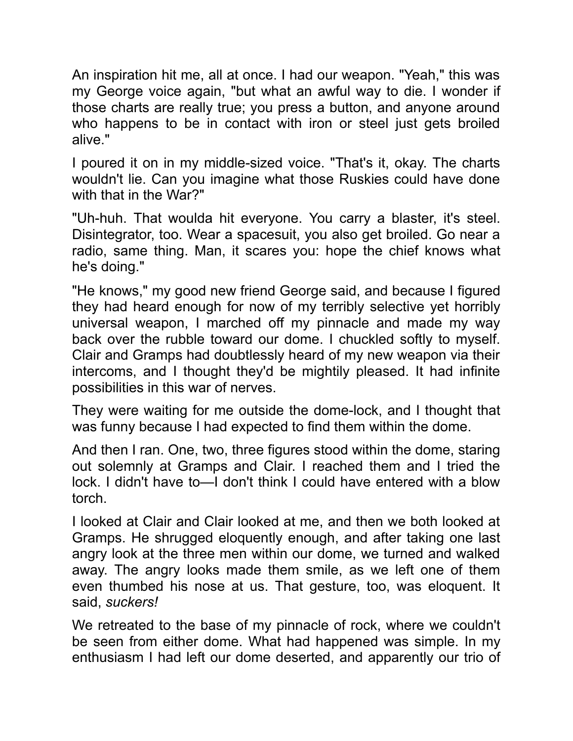An inspiration hit me, all at once. I had our weapon. "Yeah," this was my George voice again, "but what an awful way to die. I wonder if those charts are really true; you press a button, and anyone around who happens to be in contact with iron or steel just gets broiled alive."

I poured it on in my middle-sized voice. "That's it, okay. The charts wouldn't lie. Can you imagine what those Ruskies could have done with that in the War?"

"Uh-huh. That woulda hit everyone. You carry a blaster, it's steel. Disintegrator, too. Wear a spacesuit, you also get broiled. Go near a radio, same thing. Man, it scares you: hope the chief knows what he's doing."

"He knows," my good new friend George said, and because I figured they had heard enough for now of my terribly selective yet horribly universal weapon, I marched off my pinnacle and made my way back over the rubble toward our dome. I chuckled softly to myself. Clair and Gramps had doubtlessly heard of my new weapon via their intercoms, and I thought they'd be mightily pleased. It had infinite possibilities in this war of nerves.

They were waiting for me outside the dome-lock, and I thought that was funny because I had expected to find them within the dome.

And then I ran. One, two, three figures stood within the dome, staring out solemnly at Gramps and Clair. I reached them and I tried the lock. I didn't have to—I don't think I could have entered with a blow torch.

I looked at Clair and Clair looked at me, and then we both looked at Gramps. He shrugged eloquently enough, and after taking one last angry look at the three men within our dome, we turned and walked away. The angry looks made them smile, as we left one of them even thumbed his nose at us. That gesture, too, was eloquent. It said, *suckers!*

We retreated to the base of my pinnacle of rock, where we couldn't be seen from either dome. What had happened was simple. In my enthusiasm I had left our dome deserted, and apparently our trio of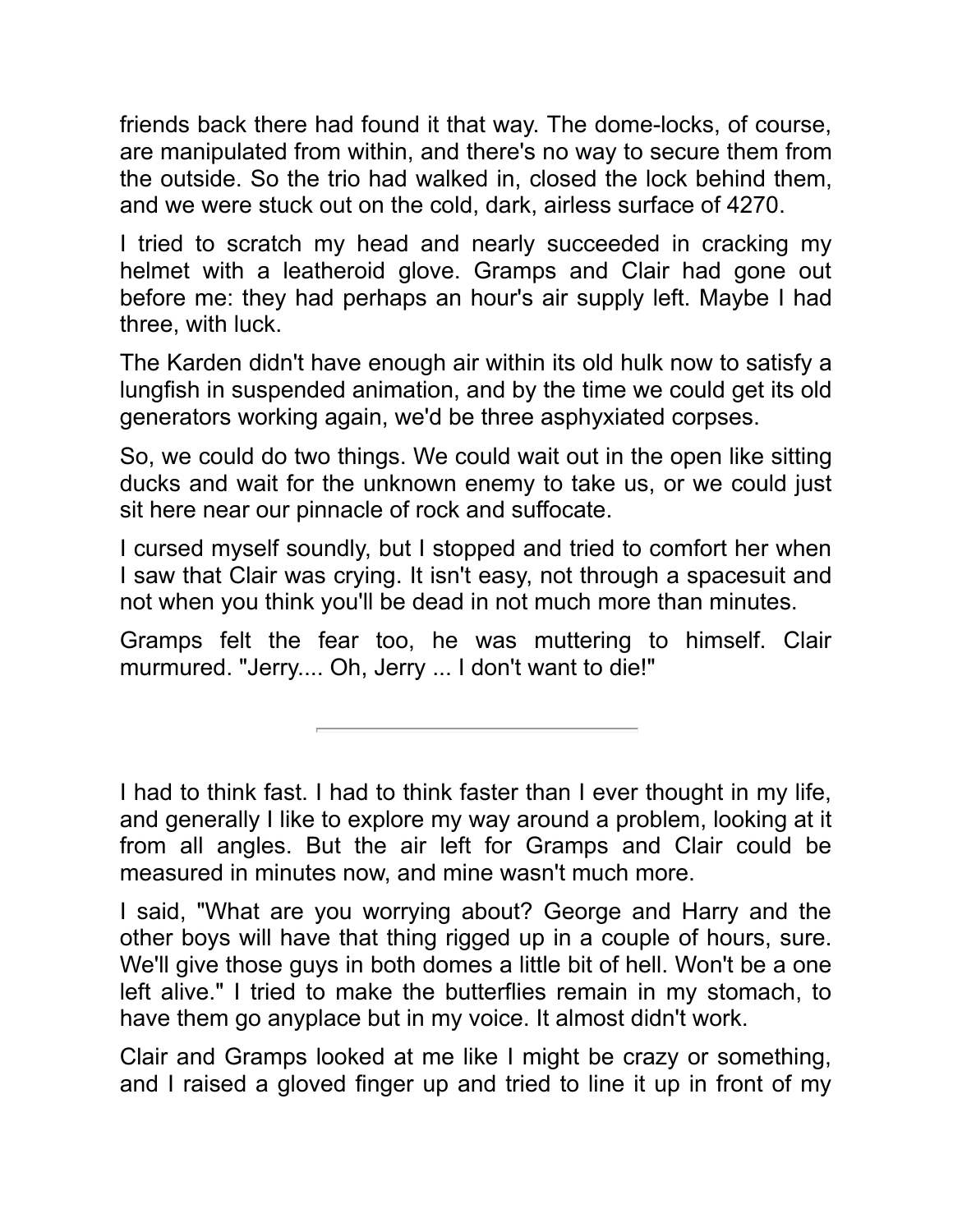friends back there had found it that way. The dome-locks, of course, are manipulated from within, and there's no way to secure them from the outside. So the trio had walked in, closed the lock behind them, and we were stuck out on the cold, dark, airless surface of 4270.

I tried to scratch my head and nearly succeeded in cracking my helmet with a leatheroid glove. Gramps and Clair had gone out before me: they had perhaps an hour's air supply left. Maybe I had three, with luck.

The Karden didn't have enough air within its old hulk now to satisfy a lungfish in suspended animation, and by the time we could get its old generators working again, we'd be three asphyxiated corpses.

So, we could do two things. We could wait out in the open like sitting ducks and wait for the unknown enemy to take us, or we could just sit here near our pinnacle of rock and suffocate.

I cursed myself soundly, but I stopped and tried to comfort her when I saw that Clair was crying. It isn't easy, not through a spacesuit and not when you think you'll be dead in not much more than minutes.

Gramps felt the fear too, he was muttering to himself. Clair murmured. "Jerry.... Oh, Jerry ... I don't want to die!"

---

I had to think fast. I had to think faster than I ever thought in my life, and generally I like to explore my way around a problem, looking at it from all angles. But the air left for Gramps and Clair could be measured in minutes now, and mine wasn't much more.

I said, "What are you worrying about? George and Harry and the other boys will have that thing rigged up in a couple of hours, sure. We'll give those guys in both domes a little bit of hell. Won't be a one left alive." I tried to make the butterflies remain in my stomach, to have them go anyplace but in my voice. It almost didn't work.

Clair and Gramps looked at me like I might be crazy or something, and I raised a gloved finger up and tried to line it up in front of my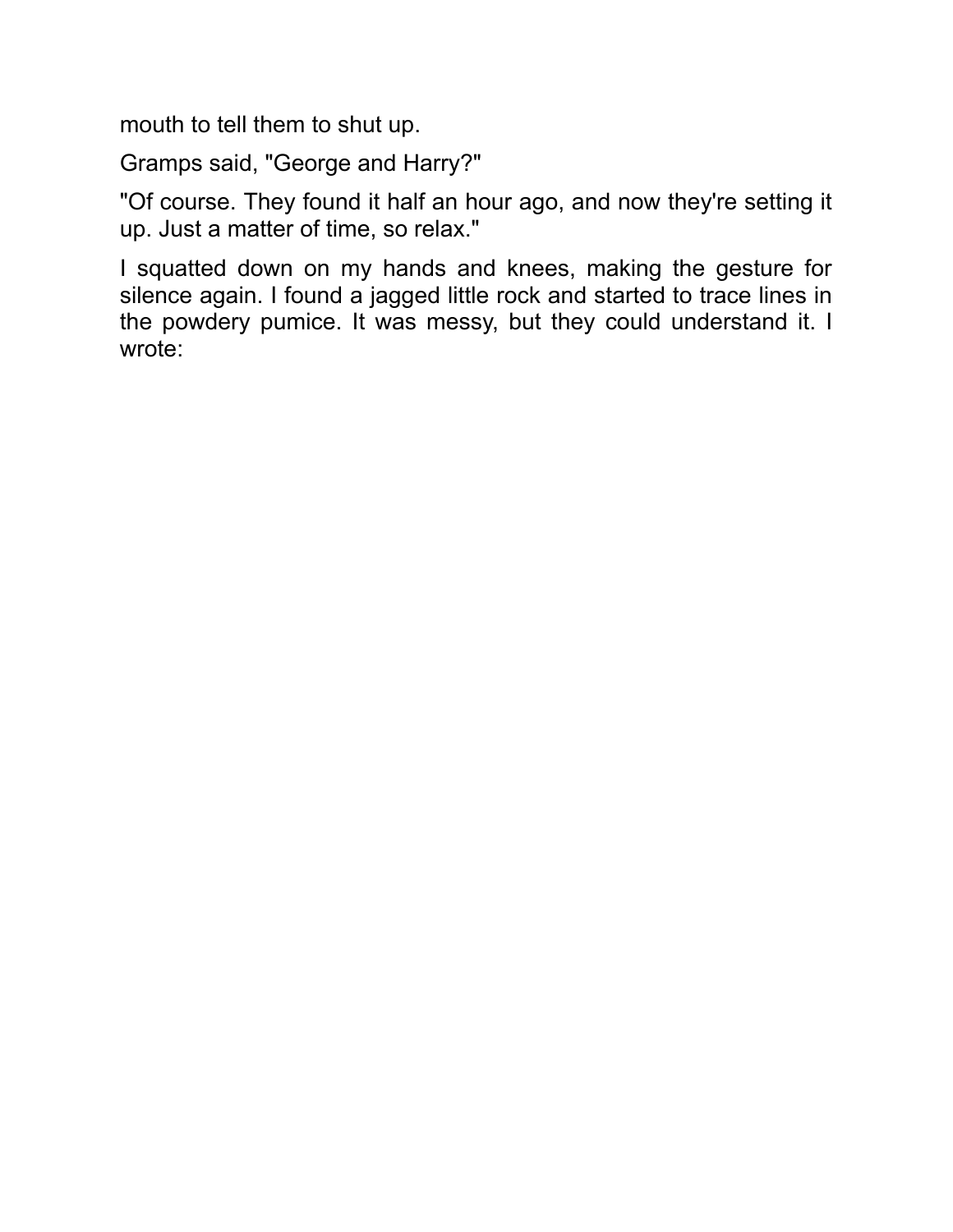mouth to tell them to shut up.

Gramps said, "George and Harry?"

"Of course. They found it half an hour ago, and now they're setting it up. Just a matter of time, so relax."

I squatted down on my hands and knees, making the gesture for silence again. I found a jagged little rock and started to trace lines in the powdery pumice. It was messy, but they could understand it. I wrote: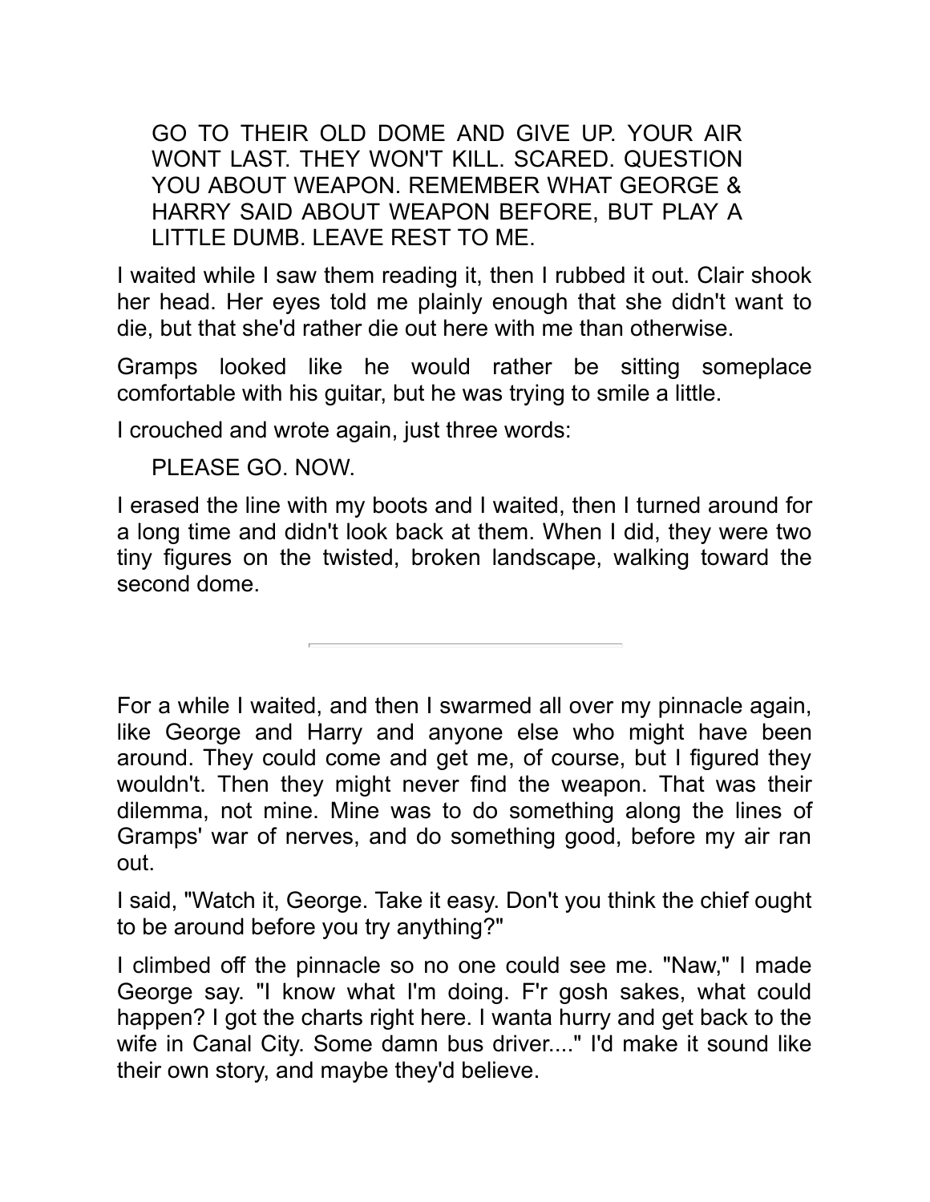> GO TO THEIR OLD DOME AND GIVE UP. YOUR AIR WONT LAST. THEY WON'T KILL. SCARED. QUESTION YOU ABOUT WEAPON. REMEMBER WHAT GEORGE & HARRY SAID ABOUT WEAPON BEFORE, BUT PLAY A LITTLE DUMB. LEAVE REST TO ME.

I waited while I saw them reading it, then I rubbed it out. Clair shook her head. Her eyes told me plainly enough that she didn't want to die, but that she'd rather die out here with me than otherwise.

Gramps looked like he would rather be sitting someplace comfortable with his guitar, but he was trying to smile a little.

I crouched and wrote again, just three words:

> PLEASE GO. NOW.

I erased the line with my boots and I waited, then I turned around for a long time and didn't look back at them. When I did, they were two tiny figures on the twisted, broken landscape, walking toward the second dome.

---

For a while I waited, and then I swarmed all over my pinnacle again, like George and Harry and anyone else who might have been around. They could come and get me, of course, but I figured they wouldn't. Then they might never find the weapon. That was their dilemma, not mine. Mine was to do something along the lines of Gramps' war of nerves, and do something good, before my air ran out.

I said, "Watch it, George. Take it easy. Don't you think the chief ought to be around before you try anything?"

I climbed off the pinnacle so no one could see me. "Naw," I made George say. "I know what I'm doing. F'r gosh sakes, what could happen? I got the charts right here. I wanta hurry and get back to the wife in Canal City. Some damn bus driver...." I'd make it sound like their own story, and maybe they'd believe.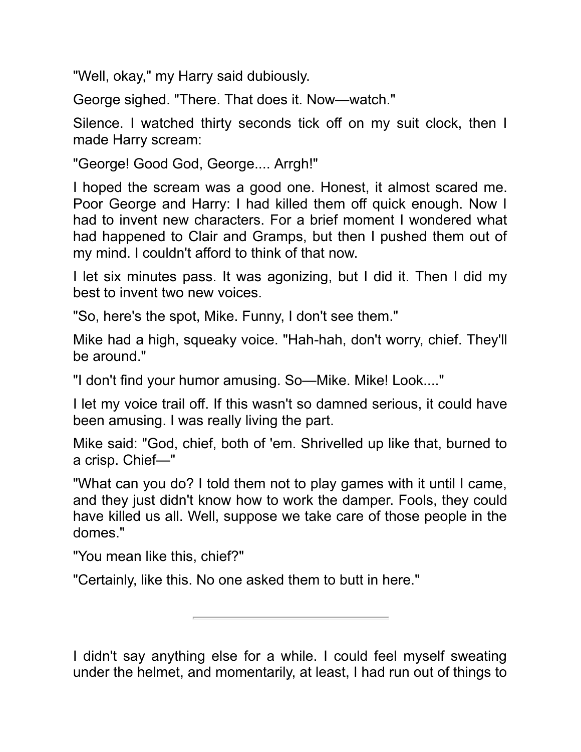"Well, okay," my Harry said dubiously.

George sighed. "There. That does it. Now—watch."

Silence. I watched thirty seconds tick off on my suit clock, then I made Harry scream:

"George! Good God, George.... Arrgh!"

I hoped the scream was a good one. Honest, it almost scared me. Poor George and Harry: I had killed them off quick enough. Now I had to invent new characters. For a brief moment I wondered what had happened to Clair and Gramps, but then I pushed them out of my mind. I couldn't afford to think of that now.

I let six minutes pass. It was agonizing, but I did it. Then I did my best to invent two new voices.

"So, here's the spot, Mike. Funny, I don't see them."

Mike had a high, squeaky voice. "Hah-hah, don't worry, chief. They'll be around."

"I don't find your humor amusing. So—Mike. Mike! Look...."

I let my voice trail off. If this wasn't so damned serious, it could have been amusing. I was really living the part.

Mike said: "God, chief, both of 'em. Shrivelled up like that, burned to a crisp. Chief—"

"What can you do? I told them not to play games with it until I came, and they just didn't know how to work the damper. Fools, they could have killed us all. Well, suppose we take care of those people in the domes."

"You mean like this, chief?"

"Certainly, like this. No one asked them to butt in here."

---

I didn't say anything else for a while. I could feel myself sweating under the helmet, and momentarily, at least, I had run out of things to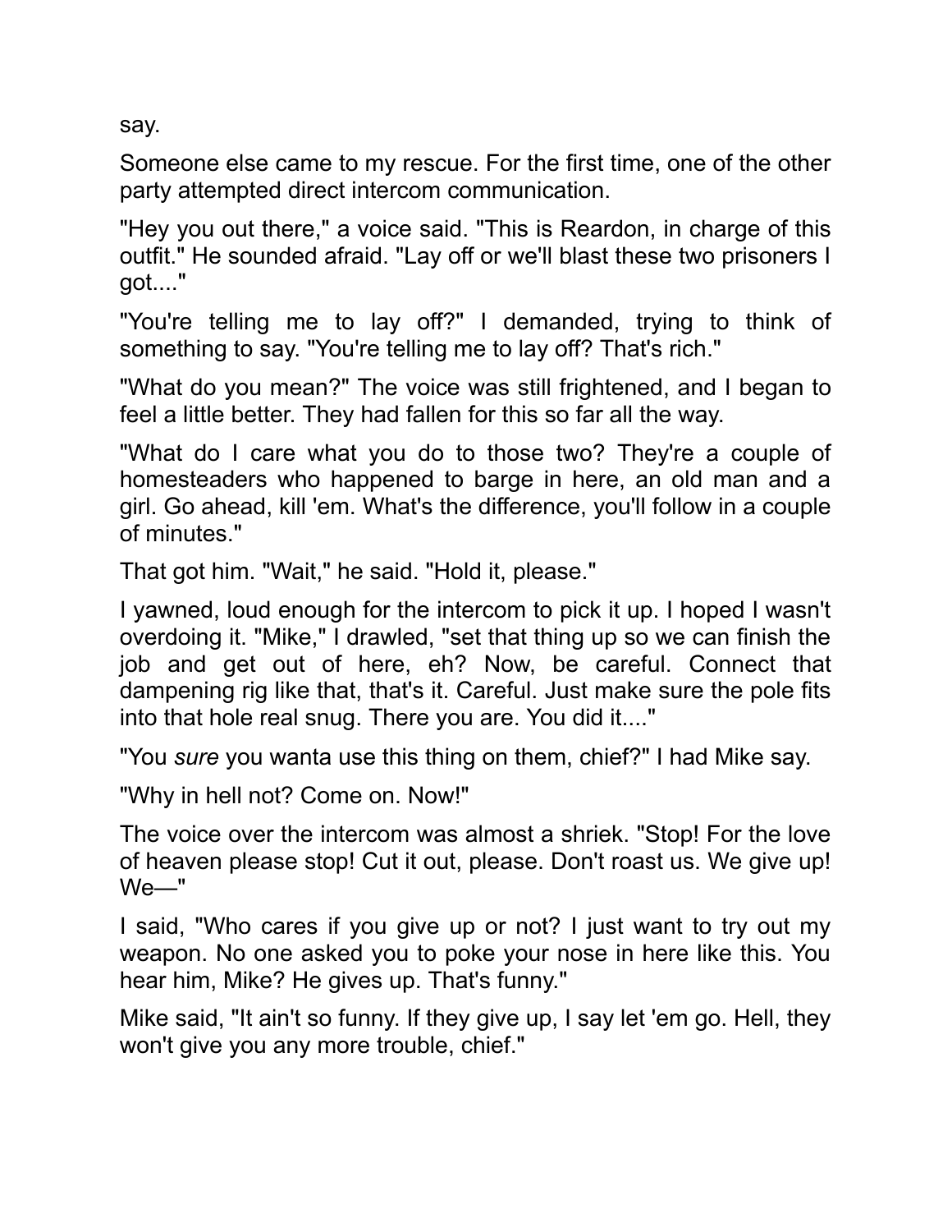say.

Someone else came to my rescue. For the first time, one of the other party attempted direct intercom communication.

"Hey you out there," a voice said. "This is Reardon, in charge of this outfit." He sounded afraid. "Lay off or we'll blast these two prisoners I got...."

"You're telling me to lay off?" I demanded, trying to think of something to say. "You're telling me to lay off? That's rich."

"What do you mean?" The voice was still frightened, and I began to feel a little better. They had fallen for this so far all the way.

"What do I care what you do to those two? They're a couple of homesteaders who happened to barge in here, an old man and a girl. Go ahead, kill 'em. What's the difference, you'll follow in a couple of minutes."

That got him. "Wait," he said. "Hold it, please."

I yawned, loud enough for the intercom to pick it up. I hoped I wasn't overdoing it. "Mike," I drawled, "set that thing up so we can finish the job and get out of here, eh? Now, be careful. Connect that dampening rig like that, that's it. Careful. Just make sure the pole fits into that hole real snug. There you are. You did it...."

"You *sure* you wanta use this thing on them, chief?" I had Mike say.

"Why in hell not? Come on. Now!"

The voice over the intercom was almost a shriek. "Stop! For the love of heaven please stop! Cut it out, please. Don't roast us. We give up! We—"

I said, "Who cares if you give up or not? I just want to try out my weapon. No one asked you to poke your nose in here like this. You hear him, Mike? He gives up. That's funny."

Mike said, "It ain't so funny. If they give up, I say let 'em go. Hell, they won't give you any more trouble, chief."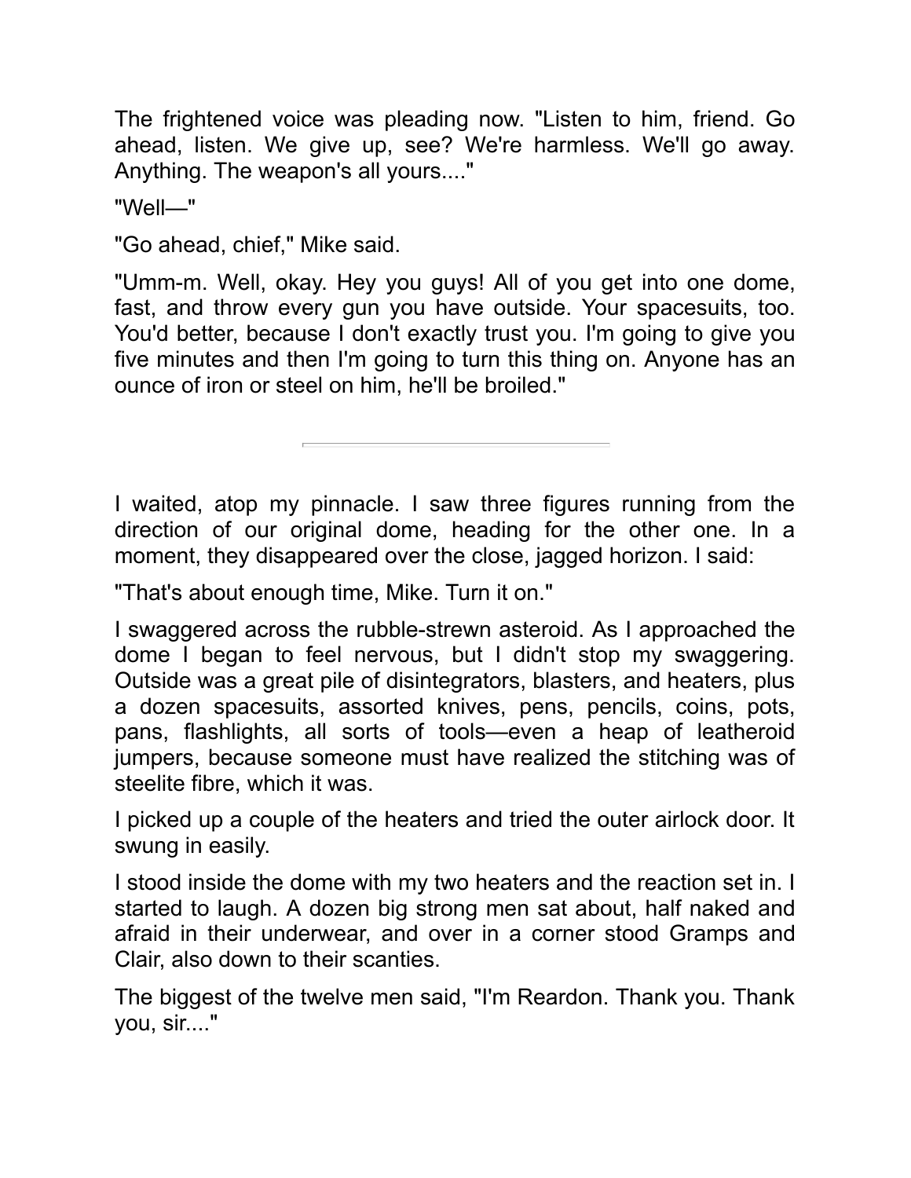The frightened voice was pleading now. "Listen to him, friend. Go ahead, listen. We give up, see? We're harmless. We'll go away. Anything. The weapon's all yours...."

"Well—"

"Go ahead, chief," Mike said.

"Umm-m. Well, okay. Hey you guys! All of you get into one dome, fast, and throw every gun you have outside. Your spacesuits, too. You'd better, because I don't exactly trust you. I'm going to give you five minutes and then I'm going to turn this thing on. Anyone has an ounce of iron or steel on him, he'll be broiled."

---

I waited, atop my pinnacle. I saw three figures running from the direction of our original dome, heading for the other one. In a moment, they disappeared over the close, jagged horizon. I said:

"That's about enough time, Mike. Turn it on."

I swaggered across the rubble-strewn asteroid. As I approached the dome I began to feel nervous, but I didn't stop my swaggering. Outside was a great pile of disintegrators, blasters, and heaters, plus a dozen spacesuits, assorted knives, pens, pencils, coins, pots, pans, flashlights, all sorts of tools—even a heap of leatheroid jumpers, because someone must have realized the stitching was of steelite fibre, which it was.

I picked up a couple of the heaters and tried the outer airlock door. It swung in easily.

I stood inside the dome with my two heaters and the reaction set in. I started to laugh. A dozen big strong men sat about, half naked and afraid in their underwear, and over in a corner stood Gramps and Clair, also down to their scanties.

The biggest of the twelve men said, "I'm Reardon. Thank you. Thank you, sir...."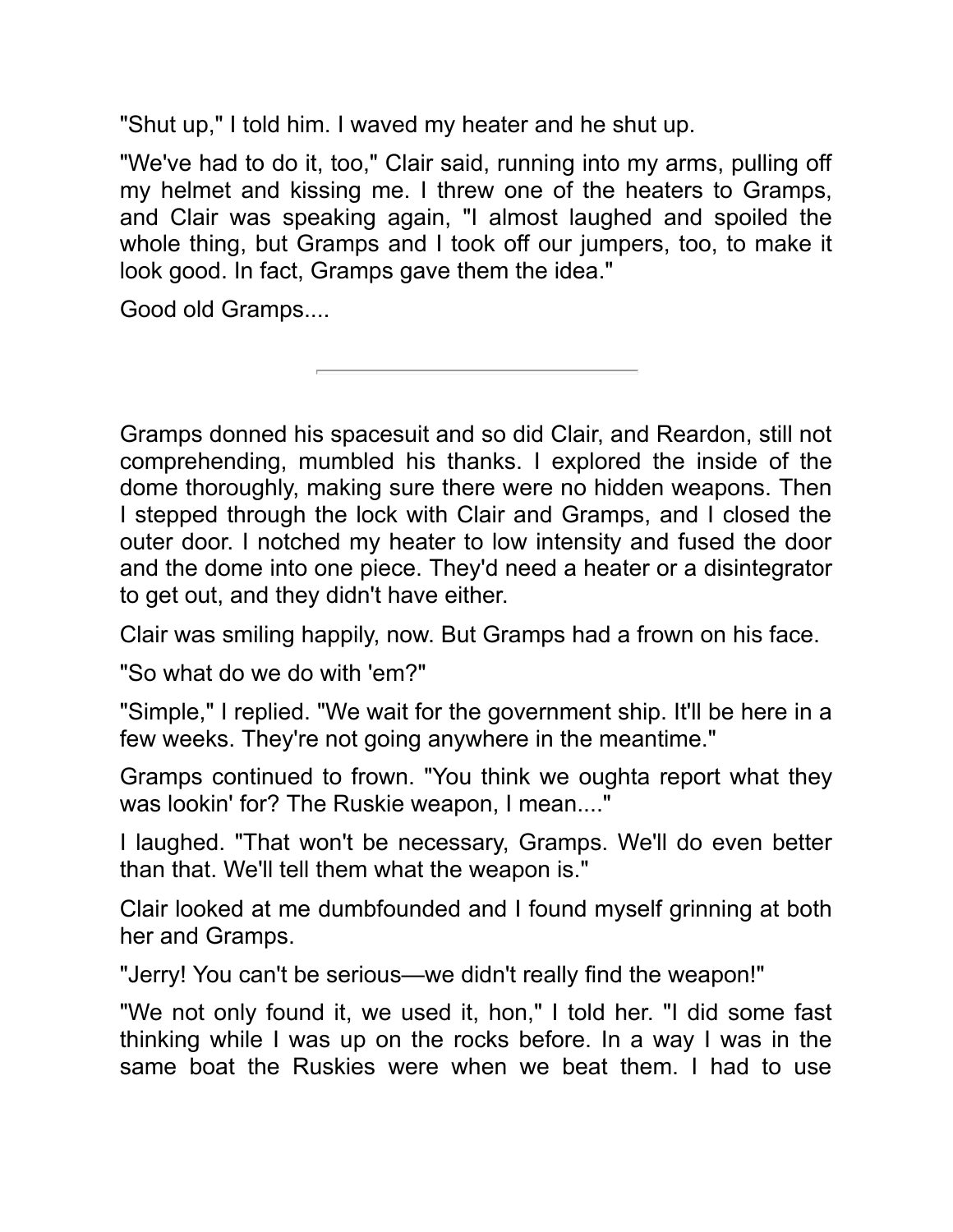"Shut up," I told him. I waved my heater and he shut up.

"We've had to do it, too," Clair said, running into my arms, pulling off my helmet and kissing me. I threw one of the heaters to Gramps, and Clair was speaking again, "I almost laughed and spoiled the whole thing, but Gramps and I took off our jumpers, too, to make it look good. In fact, Gramps gave them the idea."

Good old Gramps....

---

Gramps donned his spacesuit and so did Clair, and Reardon, still not comprehending, mumbled his thanks. I explored the inside of the dome thoroughly, making sure there were no hidden weapons. Then I stepped through the lock with Clair and Gramps, and I closed the outer door. I notched my heater to low intensity and fused the door and the dome into one piece. They'd need a heater or a disintegrator to get out, and they didn't have either.

Clair was smiling happily, now. But Gramps had a frown on his face.

"So what do we do with 'em?"

"Simple," I replied. "We wait for the government ship. It'll be here in a few weeks. They're not going anywhere in the meantime."

Gramps continued to frown. "You think we oughta report what they was lookin' for? The Ruskie weapon, I mean...."

I laughed. "That won't be necessary, Gramps. We'll do even better than that. We'll tell them what the weapon is."

Clair looked at me dumbfounded and I found myself grinning at both her and Gramps.

"Jerry! You can't be serious—we didn't really find the weapon!"

"We not only found it, we used it, hon," I told her. "I did some fast thinking while I was up on the rocks before. In a way I was in the same boat the Ruskies were when we beat them. I had to use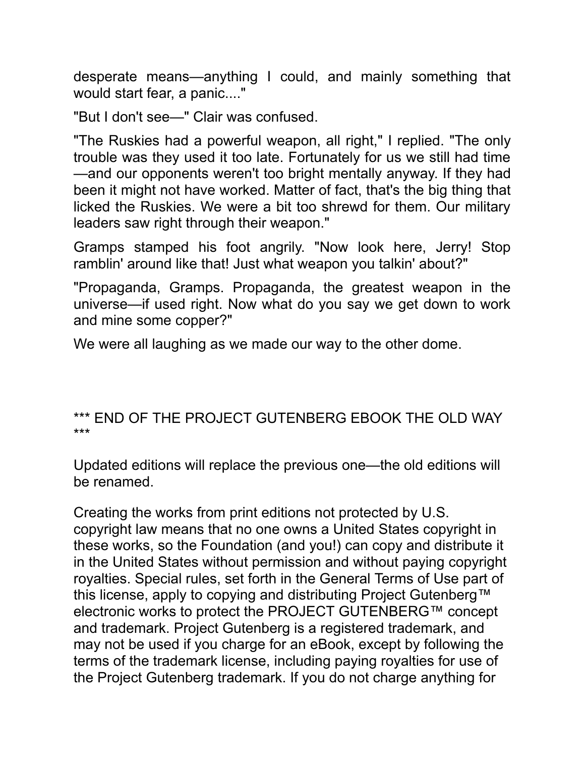desperate means—anything I could, and mainly something that would start fear, a panic...."

"But I don't see—" Clair was confused.

"The Ruskies had a powerful weapon, all right," I replied. "The only trouble was they used it too late. Fortunately for us we still had time—and our opponents weren't too bright mentally anyway. If they had been it might not have worked. Matter of fact, that's the big thing that licked the Ruskies. We were a bit too shrewd for them. Our military leaders saw right through their weapon."

Gramps stamped his foot angrily. "Now look here, Jerry! Stop ramblin' around like that! Just what weapon you talkin' about?"

"Propaganda, Gramps. Propaganda, the greatest weapon in the universe—if used right. Now what do you say we get down to work and mine some copper?"

We were all laughing as we made our way to the other dome.

*** END OF THE PROJECT GUTENBERG EBOOK THE OLD WAY ***

Updated editions will replace the previous one—the old editions will be renamed.

Creating the works from print editions not protected by U.S. copyright law means that no one owns a United States copyright in these works, so the Foundation (and you!) can copy and distribute it in the United States without permission and without paying copyright royalties. Special rules, set forth in the General Terms of Use part of this license, apply to copying and distributing Project Gutenberg™ electronic works to protect the PROJECT GUTENBERG™ concept and trademark. Project Gutenberg is a registered trademark, and may not be used if you charge for an eBook, except by following the terms of the trademark license, including paying royalties for use of the Project Gutenberg trademark. If you do not charge anything for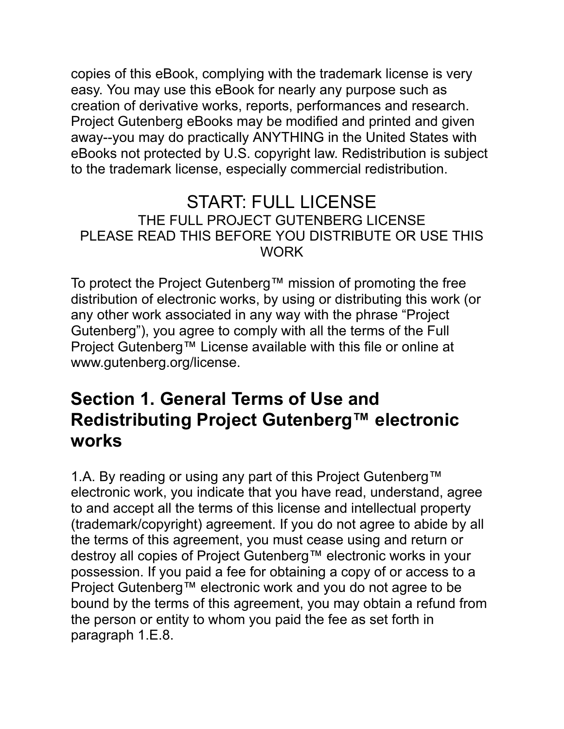copies of this eBook, complying with the trademark license is very easy. You may use this eBook for nearly any purpose such as creation of derivative works, reports, performances and research. Project Gutenberg eBooks may be modified and printed and given away--you may do practically ANYTHING in the United States with eBooks not protected by U.S. copyright law. Redistribution is subject to the trademark license, especially commercial redistribution.

START: FULL LICENSE

THE FULL PROJECT GUTENBERG LICENSE

PLEASE READ THIS BEFORE YOU DISTRIBUTE OR USE THIS WORK

To protect the Project Gutenberg™ mission of promoting the free distribution of electronic works, by using or distributing this work (or any other work associated in any way with the phrase “Project Gutenberg”), you agree to comply with all the terms of the Full Project Gutenberg™ License available with this file or online at www.gutenberg.org/license.

## Section 1. General Terms of Use and Redistributing Project Gutenberg™ electronic works

1.A. By reading or using any part of this Project Gutenberg™ electronic work, you indicate that you have read, understand, agree to and accept all the terms of this license and intellectual property (trademark/copyright) agreement. If you do not agree to abide by all the terms of this agreement, you must cease using and return or destroy all copies of Project Gutenberg™ electronic works in your possession. If you paid a fee for obtaining a copy of or access to a Project Gutenberg™ electronic work and you do not agree to be bound by the terms of this agreement, you may obtain a refund from the person or entity to whom you paid the fee as set forth in paragraph 1.E.8.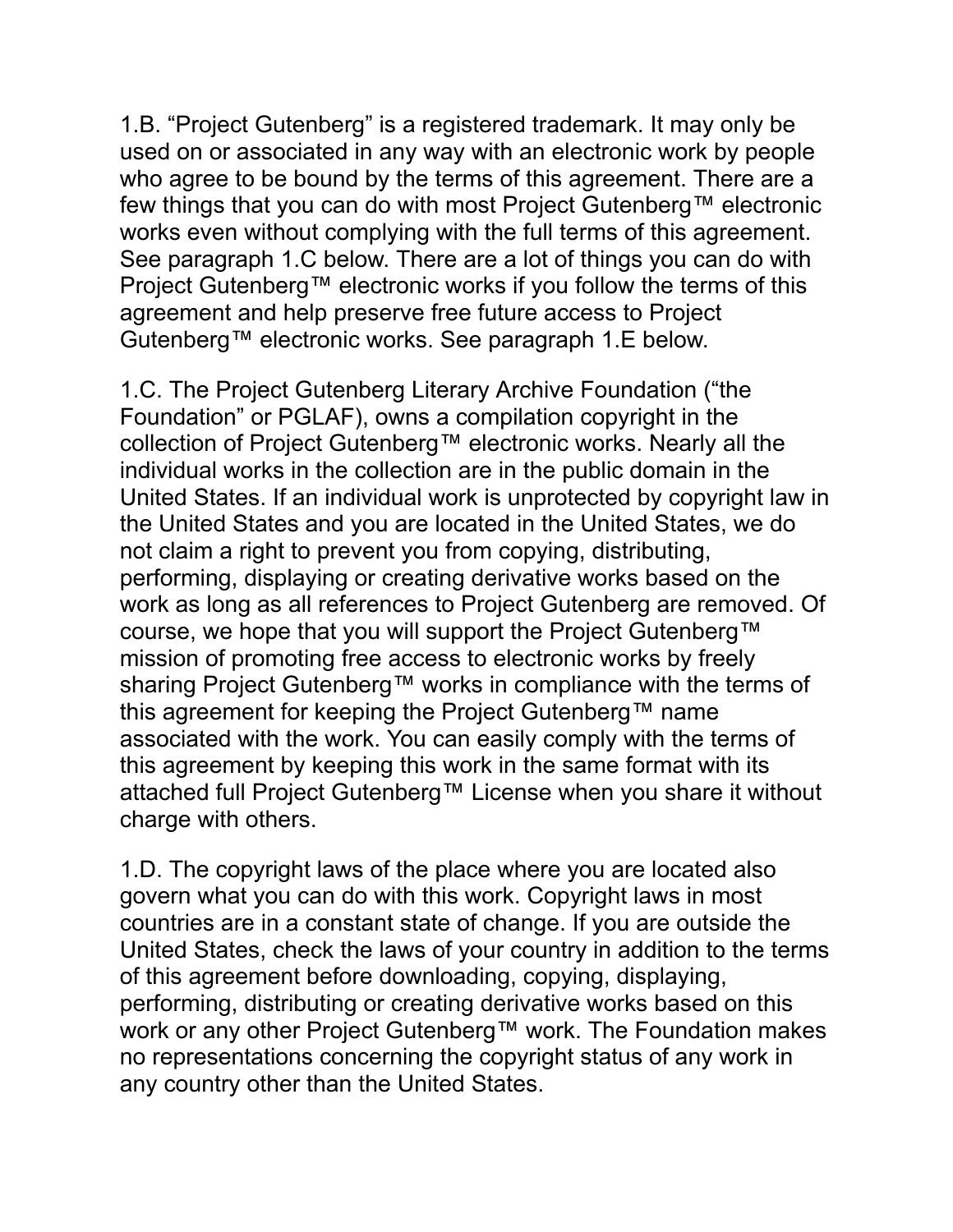1.B. “Project Gutenberg” is a registered trademark. It may only be used on or associated in any way with an electronic work by people who agree to be bound by the terms of this agreement. There are a few things that you can do with most Project Gutenberg™ electronic works even without complying with the full terms of this agreement. See paragraph 1.C below. There are a lot of things you can do with Project Gutenberg™ electronic works if you follow the terms of this agreement and help preserve free future access to Project Gutenberg™ electronic works. See paragraph 1.E below.

1.C. The Project Gutenberg Literary Archive Foundation (“the Foundation” or PGLAF), owns a compilation copyright in the collection of Project Gutenberg™ electronic works. Nearly all the individual works in the collection are in the public domain in the United States. If an individual work is unprotected by copyright law in the United States and you are located in the United States, we do not claim a right to prevent you from copying, distributing, performing, displaying or creating derivative works based on the work as long as all references to Project Gutenberg are removed. Of course, we hope that you will support the Project Gutenberg™ mission of promoting free access to electronic works by freely sharing Project Gutenberg™ works in compliance with the terms of this agreement for keeping the Project Gutenberg™ name associated with the work. You can easily comply with the terms of this agreement by keeping this work in the same format with its attached full Project Gutenberg™ License when you share it without charge with others.

1.D. The copyright laws of the place where you are located also govern what you can do with this work. Copyright laws in most countries are in a constant state of change. If you are outside the United States, check the laws of your country in addition to the terms of this agreement before downloading, copying, displaying, performing, distributing or creating derivative works based on this work or any other Project Gutenberg™ work. The Foundation makes no representations concerning the copyright status of any work in any country other than the United States.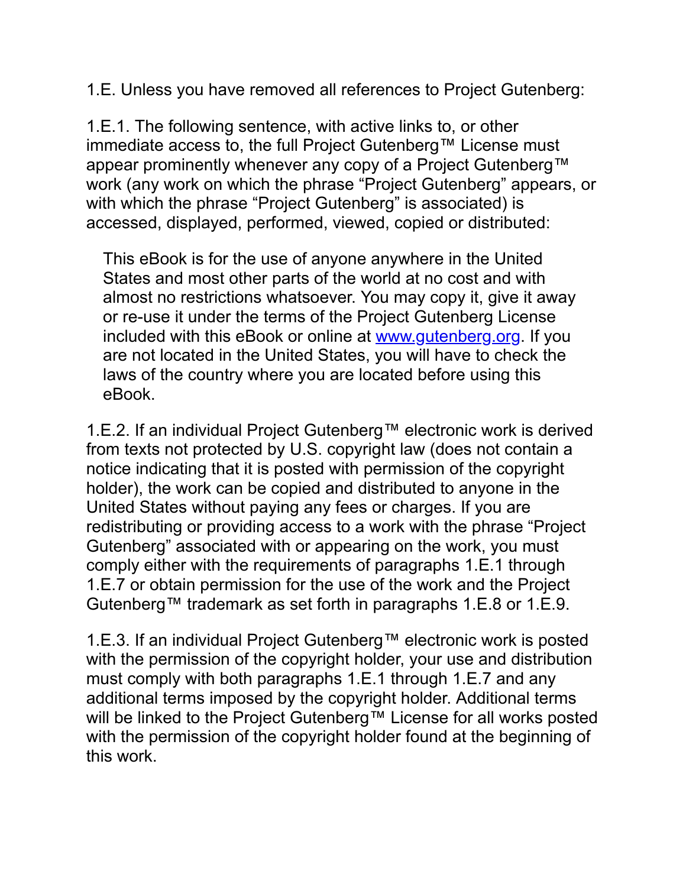1.E. Unless you have removed all references to Project Gutenberg:

1.E.1. The following sentence, with active links to, or other immediate access to, the full Project Gutenberg™ License must appear prominently whenever any copy of a Project Gutenberg™ work (any work on which the phrase “Project Gutenberg” appears, or with which the phrase “Project Gutenberg” is associated) is accessed, displayed, performed, viewed, copied or distributed:

> This eBook is for the use of anyone anywhere in the United States and most other parts of the world at no cost and with almost no restrictions whatsoever. You may copy it, give it away or re-use it under the terms of the Project Gutenberg License included with this eBook or online at [www.gutenberg.org](https://www.gutenberg.org). If you are not located in the United States, you will have to check the laws of the country where you are located before using this eBook.

1.E.2. If an individual Project Gutenberg™ electronic work is derived from texts not protected by U.S. copyright law (does not contain a notice indicating that it is posted with permission of the copyright holder), the work can be copied and distributed to anyone in the United States without paying any fees or charges. If you are redistributing or providing access to a work with the phrase “Project Gutenberg” associated with or appearing on the work, you must comply either with the requirements of paragraphs 1.E.1 through 1.E.7 or obtain permission for the use of the work and the Project Gutenberg™ trademark as set forth in paragraphs 1.E.8 or 1.E.9.

1.E.3. If an individual Project Gutenberg™ electronic work is posted with the permission of the copyright holder, your use and distribution must comply with both paragraphs 1.E.1 through 1.E.7 and any additional terms imposed by the copyright holder. Additional terms will be linked to the Project Gutenberg™ License for all works posted with the permission of the copyright holder found at the beginning of this work.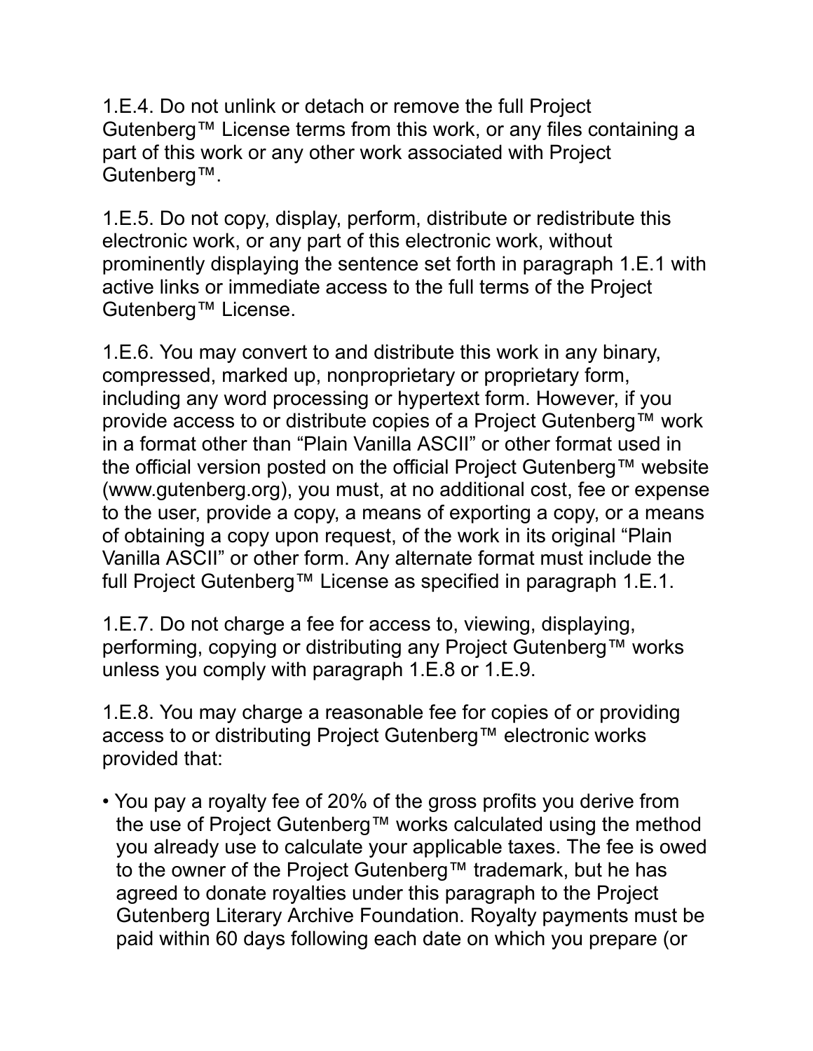1.E.4. Do not unlink or detach or remove the full Project Gutenberg™ License terms from this work, or any files containing a part of this work or any other work associated with Project Gutenberg™.

1.E.5. Do not copy, display, perform, distribute or redistribute this electronic work, or any part of this electronic work, without prominently displaying the sentence set forth in paragraph 1.E.1 with active links or immediate access to the full terms of the Project Gutenberg™ License.

1.E.6. You may convert to and distribute this work in any binary, compressed, marked up, nonproprietary or proprietary form, including any word processing or hypertext form. However, if you provide access to or distribute copies of a Project Gutenberg™ work in a format other than "Plain Vanilla ASCII" or other format used in the official version posted on the official Project Gutenberg™ website (www.gutenberg.org), you must, at no additional cost, fee or expense to the user, provide a copy, a means of exporting a copy, or a means of obtaining a copy upon request, of the work in its original "Plain Vanilla ASCII" or other form. Any alternate format must include the full Project Gutenberg™ License as specified in paragraph 1.E.1.

1.E.7. Do not charge a fee for access to, viewing, displaying, performing, copying or distributing any Project Gutenberg™ works unless you comply with paragraph 1.E.8 or 1.E.9.

1.E.8. You may charge a reasonable fee for copies of or providing access to or distributing Project Gutenberg™ electronic works provided that:

- You pay a royalty fee of 20% of the gross profits you derive from the use of Project Gutenberg™ works calculated using the method you already use to calculate your applicable taxes. The fee is owed to the owner of the Project Gutenberg™ trademark, but he has agreed to donate royalties under this paragraph to the Project Gutenberg Literary Archive Foundation. Royalty payments must be paid within 60 days following each date on which you prepare (or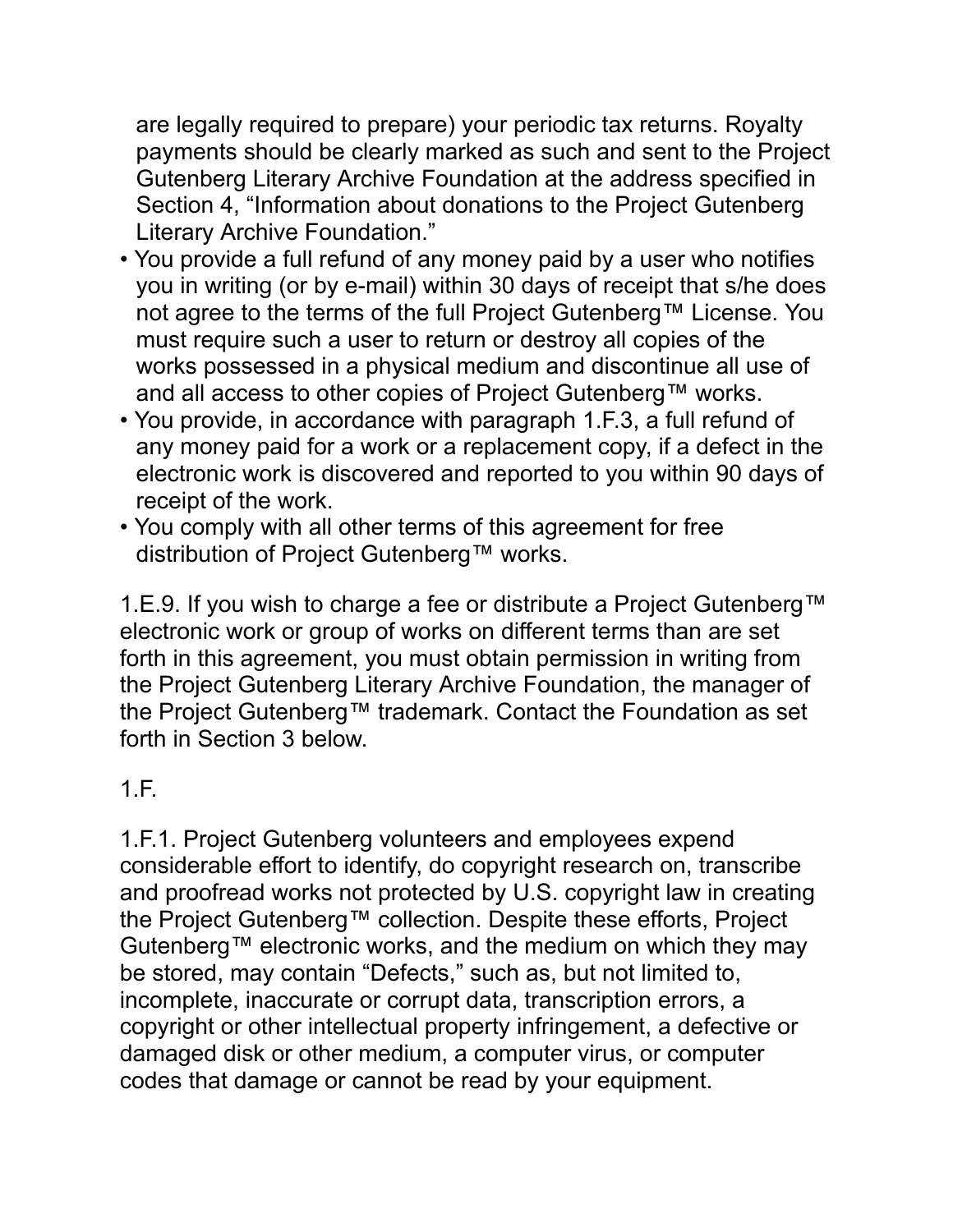are legally required to prepare) your periodic tax returns. Royalty payments should be clearly marked as such and sent to the Project Gutenberg Literary Archive Foundation at the address specified in Section 4, “Information about donations to the Project Gutenberg Literary Archive Foundation.”

- You provide a full refund of any money paid by a user who notifies you in writing (or by e-mail) within 30 days of receipt that s/he does not agree to the terms of the full Project Gutenberg™ License. You must require such a user to return or destroy all copies of the works possessed in a physical medium and discontinue all use of and all access to other copies of Project Gutenberg™ works.
- You provide, in accordance with paragraph 1.F.3, a full refund of any money paid for a work or a replacement copy, if a defect in the electronic work is discovered and reported to you within 90 days of receipt of the work.
- You comply with all other terms of this agreement for free distribution of Project Gutenberg™ works.

1.E.9. If you wish to charge a fee or distribute a Project Gutenberg™ electronic work or group of works on different terms than are set forth in this agreement, you must obtain permission in writing from the Project Gutenberg Literary Archive Foundation, the manager of the Project Gutenberg™ trademark. Contact the Foundation as set forth in Section 3 below.

1.F.

1.F.1. Project Gutenberg volunteers and employees expend considerable effort to identify, do copyright research on, transcribe and proofread works not protected by U.S. copyright law in creating the Project Gutenberg™ collection. Despite these efforts, Project Gutenberg™ electronic works, and the medium on which they may be stored, may contain “Defects,” such as, but not limited to, incomplete, inaccurate or corrupt data, transcription errors, a copyright or other intellectual property infringement, a defective or damaged disk or other medium, a computer virus, or computer codes that damage or cannot be read by your equipment.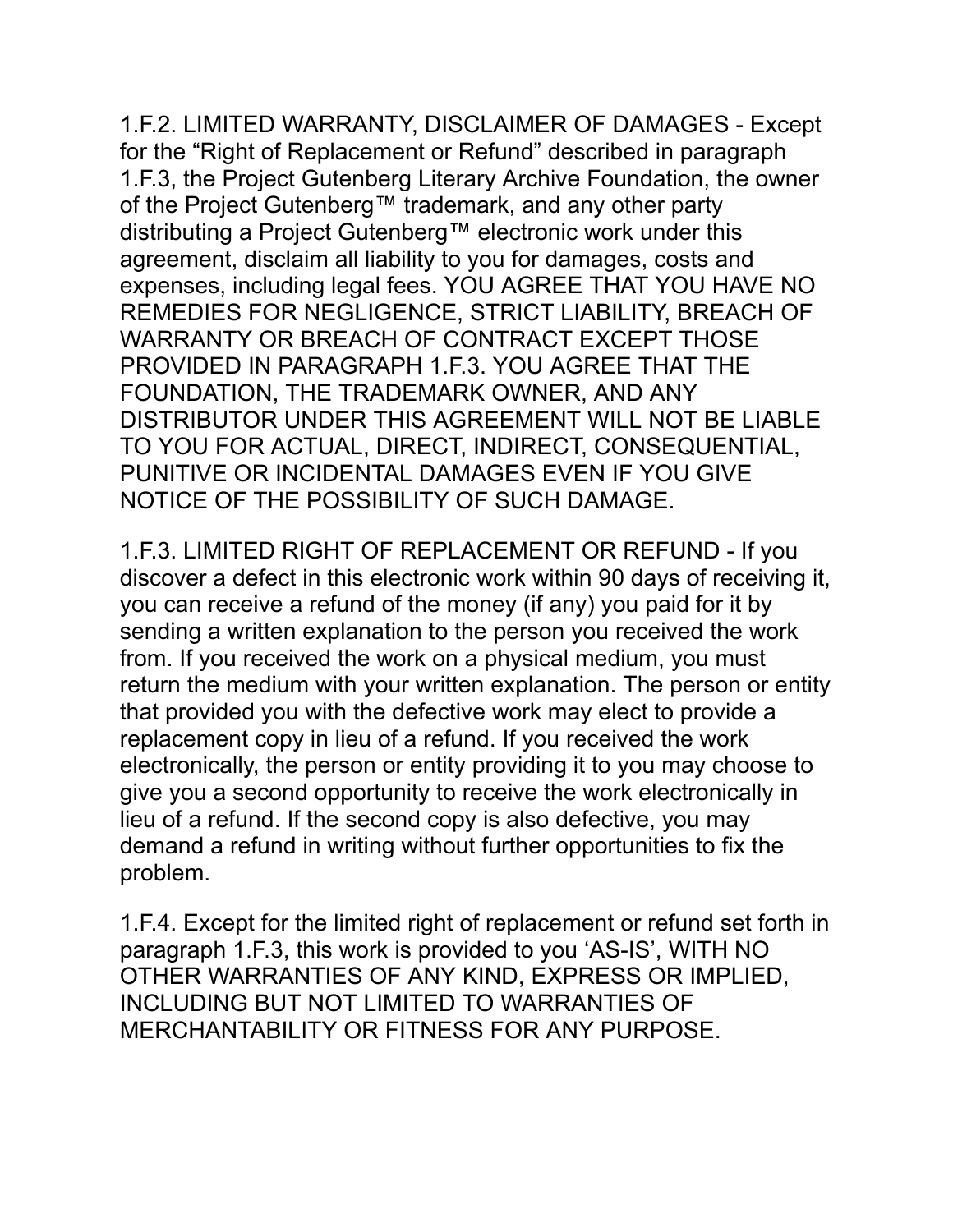1.F.2. LIMITED WARRANTY, DISCLAIMER OF DAMAGES - Except for the “Right of Replacement or Refund” described in paragraph 1.F.3, the Project Gutenberg Literary Archive Foundation, the owner of the Project Gutenberg™ trademark, and any other party distributing a Project Gutenberg™ electronic work under this agreement, disclaim all liability to you for damages, costs and expenses, including legal fees. YOU AGREE THAT YOU HAVE NO REMEDIES FOR NEGLIGENCE, STRICT LIABILITY, BREACH OF WARRANTY OR BREACH OF CONTRACT EXCEPT THOSE PROVIDED IN PARAGRAPH 1.F.3. YOU AGREE THAT THE FOUNDATION, THE TRADEMARK OWNER, AND ANY DISTRIBUTOR UNDER THIS AGREEMENT WILL NOT BE LIABLE TO YOU FOR ACTUAL, DIRECT, INDIRECT, CONSEQUENTIAL, PUNITIVE OR INCIDENTAL DAMAGES EVEN IF YOU GIVE NOTICE OF THE POSSIBILITY OF SUCH DAMAGE.

1.F.3. LIMITED RIGHT OF REPLACEMENT OR REFUND - If you discover a defect in this electronic work within 90 days of receiving it, you can receive a refund of the money (if any) you paid for it by sending a written explanation to the person you received the work from. If you received the work on a physical medium, you must return the medium with your written explanation. The person or entity that provided you with the defective work may elect to provide a replacement copy in lieu of a refund. If you received the work electronically, the person or entity providing it to you may choose to give you a second opportunity to receive the work electronically in lieu of a refund. If the second copy is also defective, you may demand a refund in writing without further opportunities to fix the problem.

1.F.4. Except for the limited right of replacement or refund set forth in paragraph 1.F.3, this work is provided to you ‘AS-IS’, WITH NO OTHER WARRANTIES OF ANY KIND, EXPRESS OR IMPLIED, INCLUDING BUT NOT LIMITED TO WARRANTIES OF MERCHANTABILITY OR FITNESS FOR ANY PURPOSE.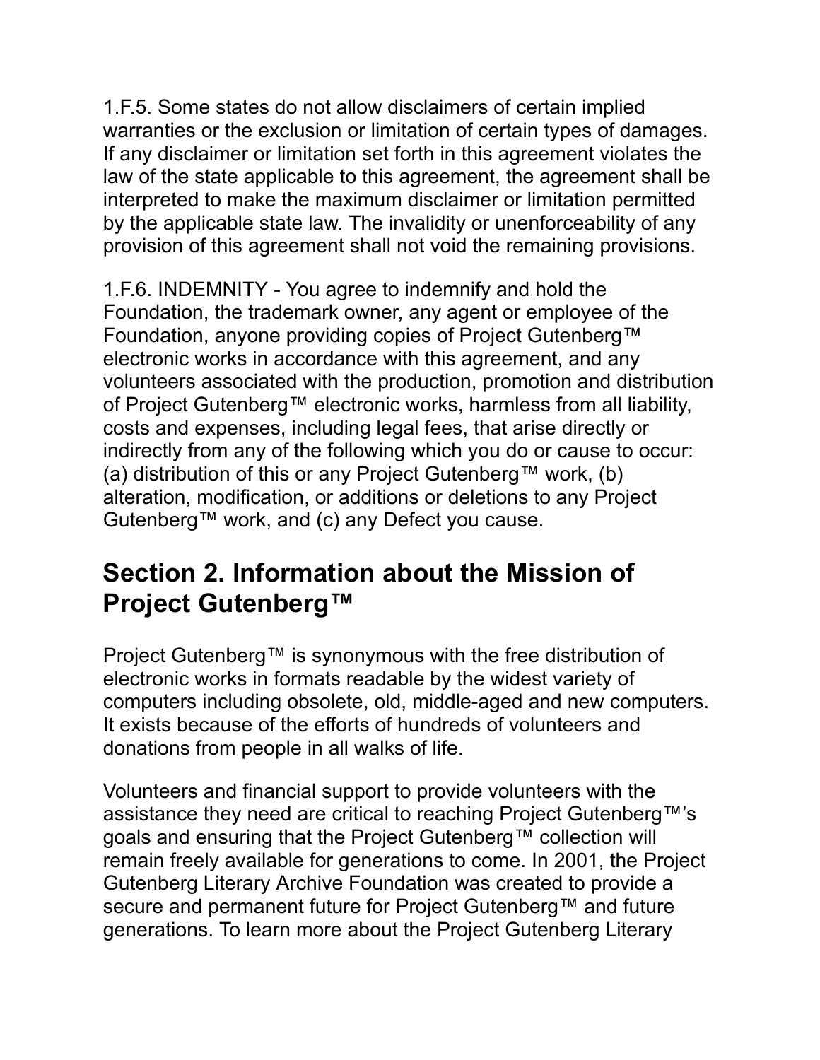1.F.5. Some states do not allow disclaimers of certain implied warranties or the exclusion or limitation of certain types of damages. If any disclaimer or limitation set forth in this agreement violates the law of the state applicable to this agreement, the agreement shall be interpreted to make the maximum disclaimer or limitation permitted by the applicable state law. The invalidity or unenforceability of any provision of this agreement shall not void the remaining provisions.

1.F.6. INDEMNITY - You agree to indemnify and hold the Foundation, the trademark owner, any agent or employee of the Foundation, anyone providing copies of Project Gutenberg™ electronic works in accordance with this agreement, and any volunteers associated with the production, promotion and distribution of Project Gutenberg™ electronic works, harmless from all liability, costs and expenses, including legal fees, that arise directly or indirectly from any of the following which you do or cause to occur: (a) distribution of this or any Project Gutenberg™ work, (b) alteration, modification, or additions or deletions to any Project Gutenberg™ work, and (c) any Defect you cause.

## Section 2. Information about the Mission of Project Gutenberg™

Project Gutenberg™ is synonymous with the free distribution of electronic works in formats readable by the widest variety of computers including obsolete, old, middle-aged and new computers. It exists because of the efforts of hundreds of volunteers and donations from people in all walks of life.

Volunteers and financial support to provide volunteers with the assistance they need are critical to reaching Project Gutenberg™'s goals and ensuring that the Project Gutenberg™ collection will remain freely available for generations to come. In 2001, the Project Gutenberg Literary Archive Foundation was created to provide a secure and permanent future for Project Gutenberg™ and future generations. To learn more about the Project Gutenberg Literary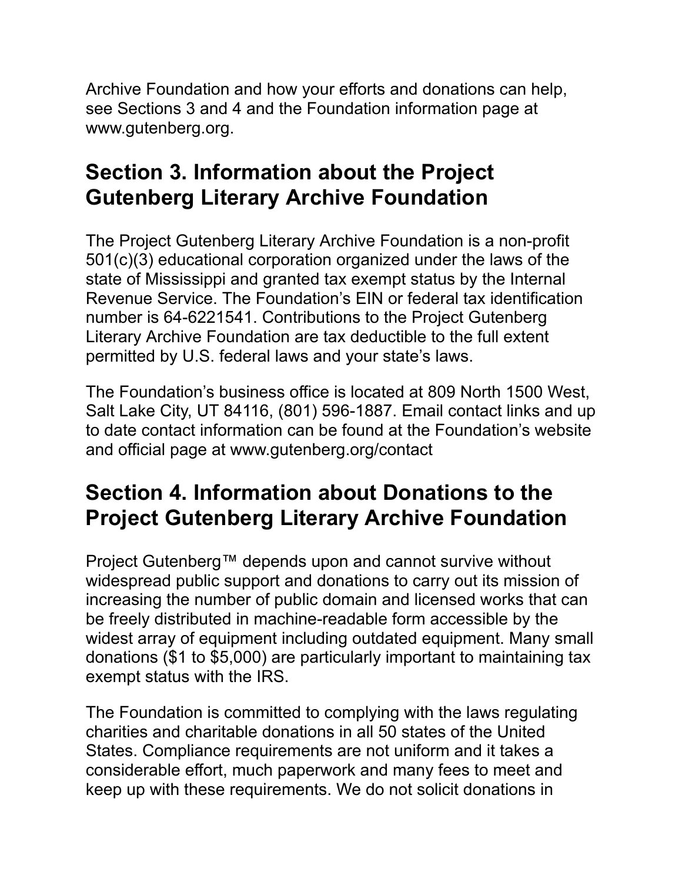Archive Foundation and how your efforts and donations can help, see Sections 3 and 4 and the Foundation information page at www.gutenberg.org.

## Section 3. Information about the Project Gutenberg Literary Archive Foundation

The Project Gutenberg Literary Archive Foundation is a non-profit 501(c)(3) educational corporation organized under the laws of the state of Mississippi and granted tax exempt status by the Internal Revenue Service. The Foundation's EIN or federal tax identification number is 64-6221541. Contributions to the Project Gutenberg Literary Archive Foundation are tax deductible to the full extent permitted by U.S. federal laws and your state's laws.

The Foundation's business office is located at 809 North 1500 West, Salt Lake City, UT 84116, (801) 596-1887. Email contact links and up to date contact information can be found at the Foundation's website and official page at www.gutenberg.org/contact

## Section 4. Information about Donations to the Project Gutenberg Literary Archive Foundation

Project Gutenberg™ depends upon and cannot survive without widespread public support and donations to carry out its mission of increasing the number of public domain and licensed works that can be freely distributed in machine-readable form accessible by the widest array of equipment including outdated equipment. Many small donations ($1 to $5,000) are particularly important to maintaining tax exempt status with the IRS.

The Foundation is committed to complying with the laws regulating charities and charitable donations in all 50 states of the United States. Compliance requirements are not uniform and it takes a considerable effort, much paperwork and many fees to meet and keep up with these requirements. We do not solicit donations in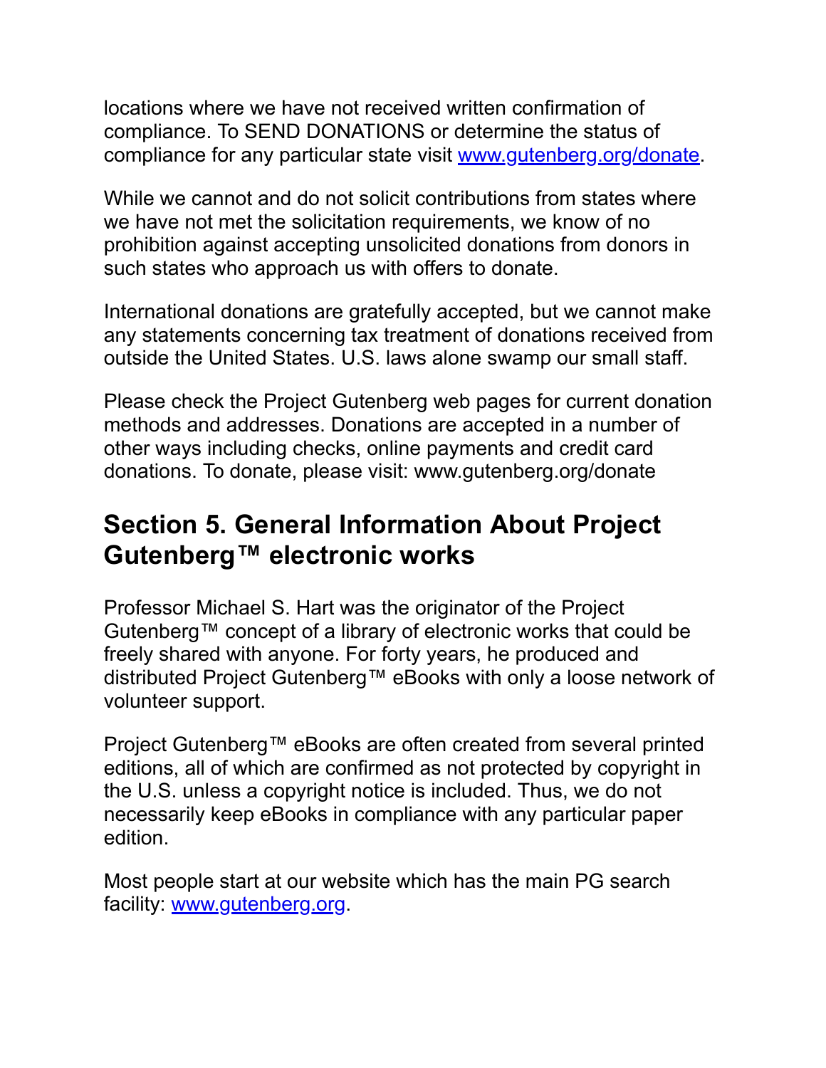locations where we have not received written confirmation of compliance. To SEND DONATIONS or determine the status of compliance for any particular state visit [www.gutenberg.org/donate](https://www.gutenberg.org/donate).

While we cannot and do not solicit contributions from states where we have not met the solicitation requirements, we know of no prohibition against accepting unsolicited donations from donors in such states who approach us with offers to donate.

International donations are gratefully accepted, but we cannot make any statements concerning tax treatment of donations received from outside the United States. U.S. laws alone swamp our small staff.

Please check the Project Gutenberg web pages for current donation methods and addresses. Donations are accepted in a number of other ways including checks, online payments and credit card donations. To donate, please visit: www.gutenberg.org/donate

## Section 5. General Information About Project Gutenberg™ electronic works

Professor Michael S. Hart was the originator of the Project Gutenberg™ concept of a library of electronic works that could be freely shared with anyone. For forty years, he produced and distributed Project Gutenberg™ eBooks with only a loose network of volunteer support.

Project Gutenberg™ eBooks are often created from several printed editions, all of which are confirmed as not protected by copyright in the U.S. unless a copyright notice is included. Thus, we do not necessarily keep eBooks in compliance with any particular paper edition.

Most people start at our website which has the main PG search facility: [www.gutenberg.org](https://www.gutenberg.org).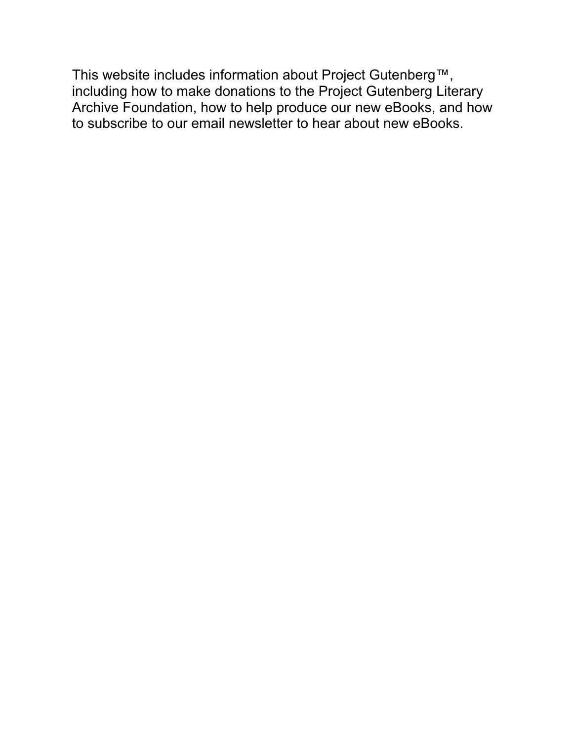This website includes information about Project Gutenberg™, including how to make donations to the Project Gutenberg Literary Archive Foundation, how to help produce our new eBooks, and how to subscribe to our email newsletter to hear about new eBooks.